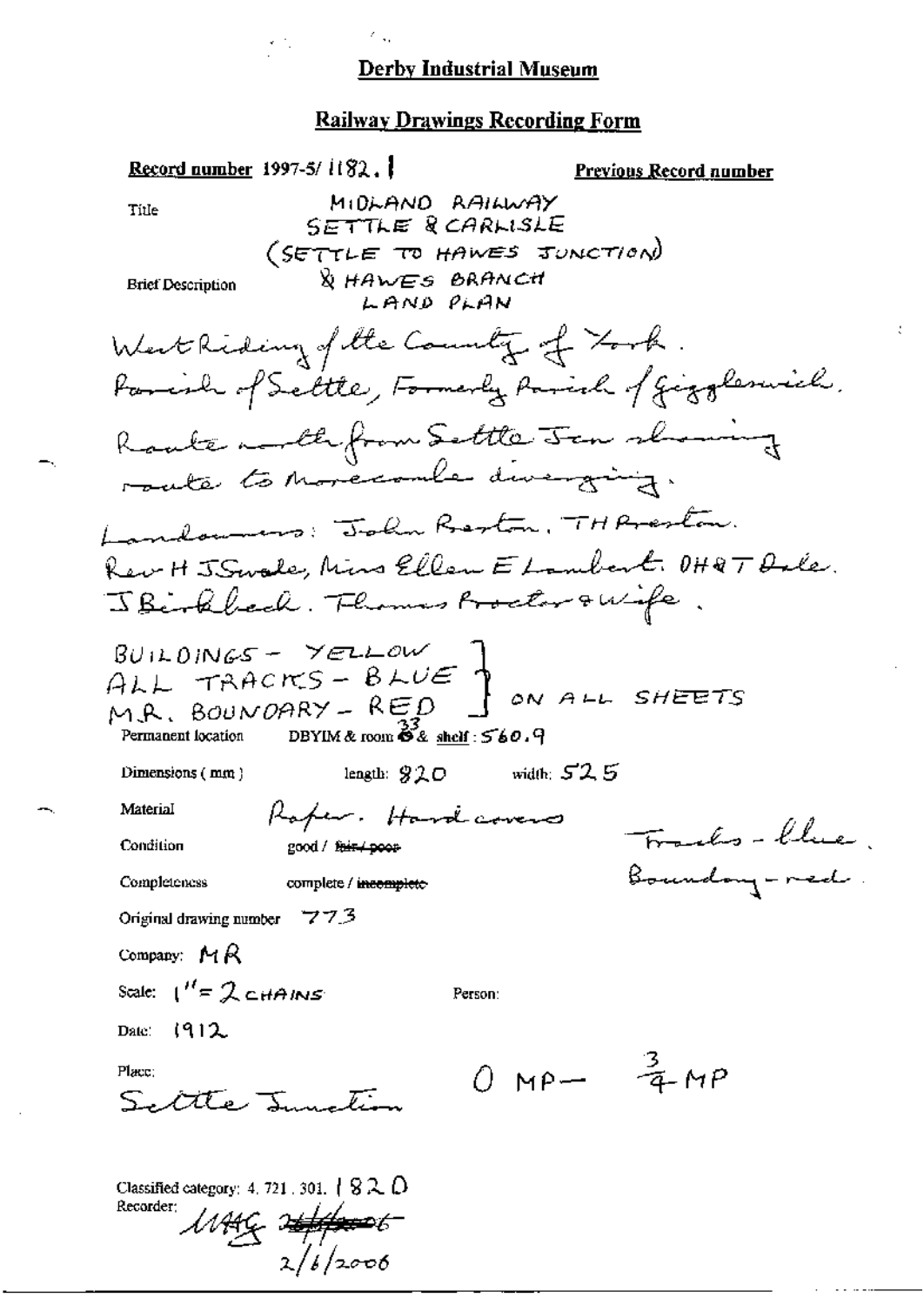# Derby Industrial Museum

## Railway Drawings Recording Form

**Record number** 1997-5/ 1182. 1

**Previous Record number**

Title

MIDLAND RAILWAY
SETTLE & CARLISLE
(SETTLE TO HAWES JUNCTION)
& HAWES BRANCH
LAND PLAN

Brief Description

West Riding of the County of York.
Parish of Settle, Formerly Parish of Giggleswick.
Route north from Settle Jcn showing route to Morecambe diverging.
Landowners: John Preston. TH Preston.
Rev H J Swale, Miss Ellen E Lambert. OH & T Dale.
J Birkbeck. Thomas Proctor & wife.

BUILDINGS – YELLOW
ALL TRACKS – BLUE
M.R. BOUNDARY – RED
} ON ALL SHEETS

Permanent location DBYIM & room 33 & shelf : 560.9

Dimensions ( mm ) length: 820 width: 525

Material Paper. Hardcovers

Condition good / ~~fair / poor~~

Tracks – blue.
Boundary – red.

Completeness complete / ~~incomplete~~

Original drawing number 773

Company: MR

Scale: 1" = 2 CHAINS

Person:

Date: 1912

Place:
Settle Junction

0 MP – $\frac{3}{4}$ MP

Classified category: 4. 721. 301. 1820

Recorder: MAG ~~[illegible]~~
2/6/2006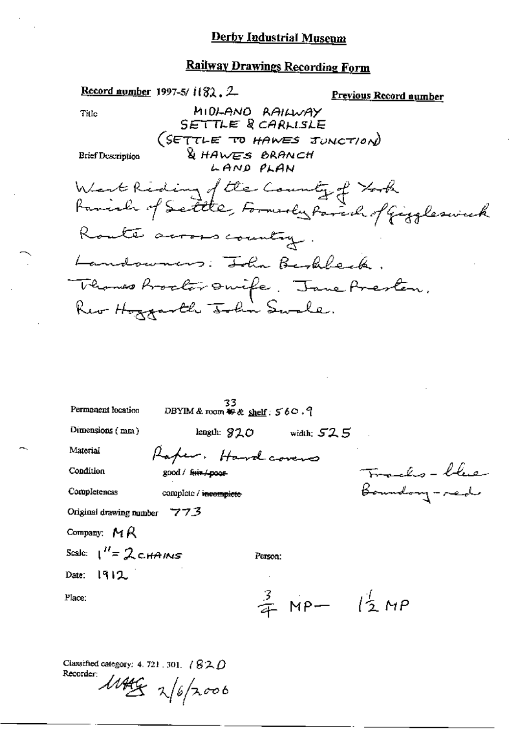# Derby Industrial Museum

## Railway Drawings Recording Form

**Record number** 1997-5/ 1182. 2 **Previous Record number**

Title: MIDLAND RAILWAY SETTLE & CARLISLE (SETTLE TO HAWES JUNCTION) & HAWES BRANCH LAND PLAN

Brief Description:

West Riding of the County of York
Parish of Settle, Formerly Parish of Giggleswick
Route across country.
Landowners: John Birkbeck.
Thomas Proctor & wife. Jane Preston.
Rev Hoggarth John Swale.

Permanent location: DBYIM & room 33 & shelf: 560.9

Dimensions (mm) length: 920 width: 525

Material: Paper. Hard covers

Condition: good / ~~fair / poor~~

Completeness: complete / ~~incomplete~~

Tracks - blue
Boundary - red

Original drawing number: 773

Company: MR

Scale: 1" = 2 CHAINS

Person:

Date: 1912

Place:

$\frac{3}{4}$ MP — $1\frac{1}{2}$ MP

Classified category: 4. 721. 301. / 820

Recorder: MAG 2/6/2006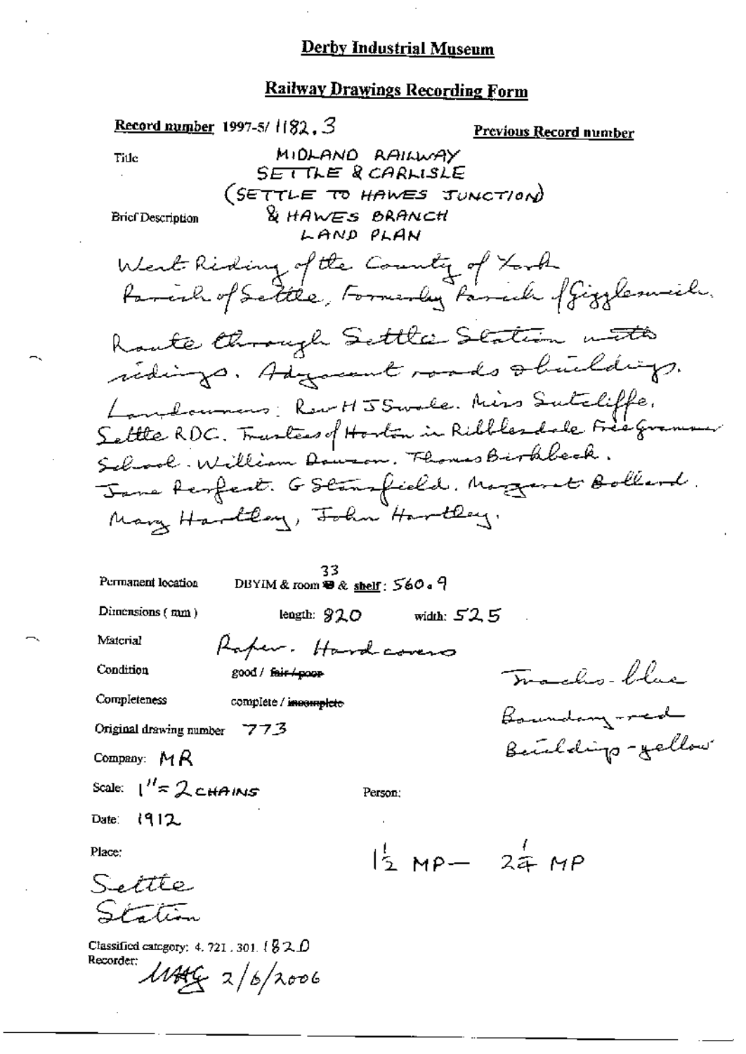# Derby Industrial Museum

## Railway Drawings Recording Form

**Record number** 1997-5/ 1182.3

**Previous Record number**

Title: MIDLAND RAILWAY SETTLE & CARLISLE (SETTLE TO HAWES JUNCTION) & HAWES BRANCH LAND PLAN

Brief Description:

West Riding of the County of York
Parish of Settle, Formerly Parish of Giggleswick.

Route through Settle Station with sidings. Adjacent roads & buildings.
Landowners: Rev H J Swale. Miss Sutcliffe. Settle RDC. Trustees of Horton in Ribblesdale Free Grammar School. William Dawson. Thomas Birkbeck. Jane Perfect. G Stansfield. Margaret Bollard. Mary Hartley, John Hartley.

Permanent location: DBYIM & room 33 & shelf: 560.9

Dimensions (mm): length: 820 width: 525

Material: Paper. Hard covers

Condition: good / ~~fair / poor~~

Completeness: complete / ~~incomplete~~

Original drawing number: 773

Company: MR

Scale: 1" = 2 CHAINS

Person:

Date: 1912

Place: Settle Station

Tracks - blue
Boundary - red
Buildings - yellow

1½ MP — 2¾ MP

Classified category: 4. 721. 301. 1820

Recorder: MAG 2/6/2006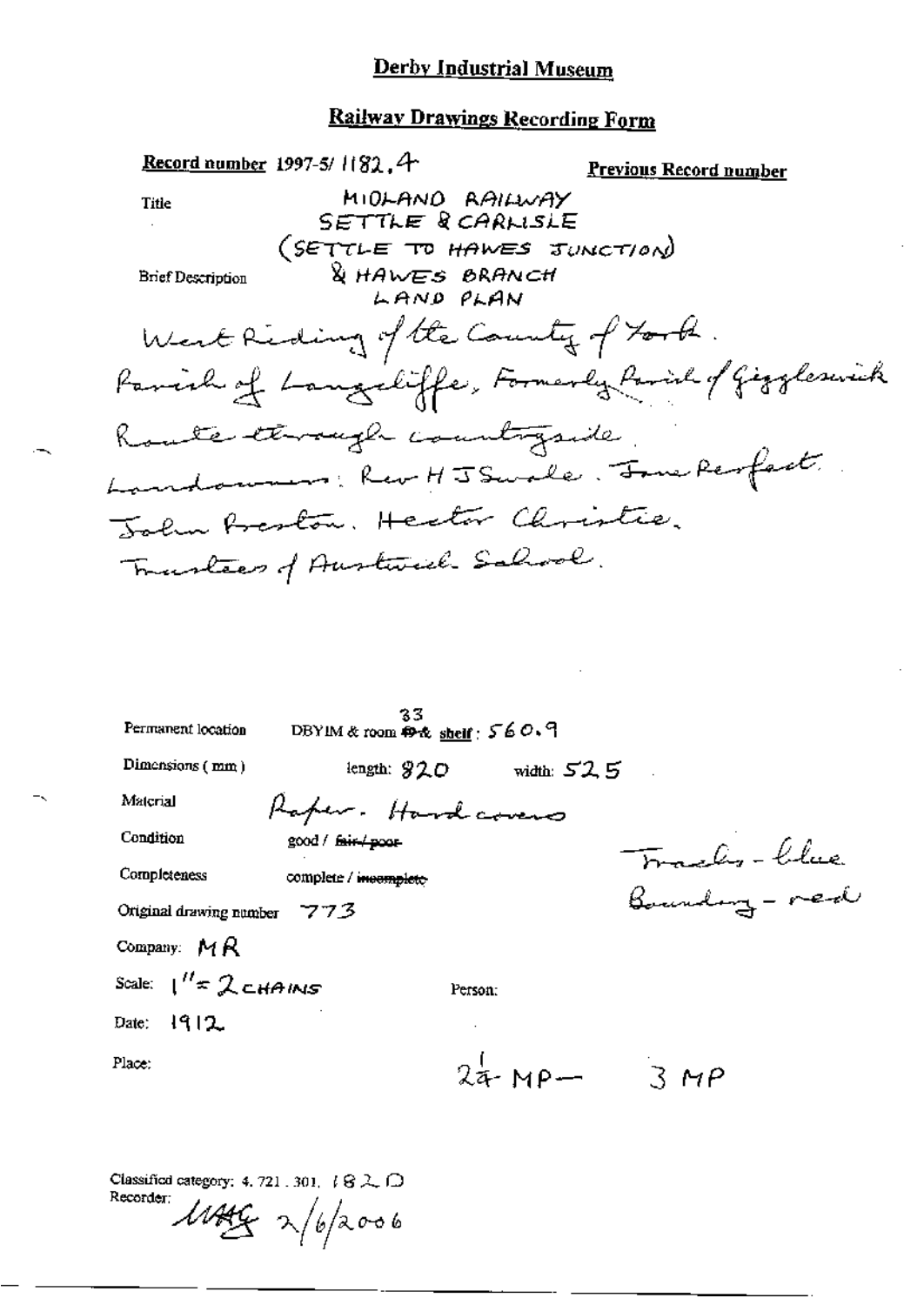# Derby Industrial Museum

## Railway Drawings Recording Form

**Record number** 1997-5/ 1182.4

**Previous Record number**

Title

MIDLAND RAILWAY
SETTLE & CARLISLE
(SETTLE TO HAWES JUNCTION)
& HAWES BRANCH
LAND PLAN

Brief Description

West Riding of the County of York.
Parish of Langcliffe, Formerly Parish of Giggleswick
Route through countryside.
Landowners: Rev H J Swale. Jane Perfect.
John Preston. Hector Christie.
Trustees of Austwick School.

Permanent location: DBYIM & room 33 & shelf: 560.9

Dimensions (mm): length: 820 width: 525

Material: Paper. Hard covers

Condition: good / ~~fair / poor~~

Completeness: complete / ~~incomplete~~

Tracks - blue
Boundary - red

Original drawing number: 773

Company: MR

Scale: 1" = 2 CHAINS

Person:

Date: 1912

Place:

$2\frac{1}{4}$ MP — 3 MP

Classified category: 4. 721. 301. 182 D

Recorder: MAG 2/6/2006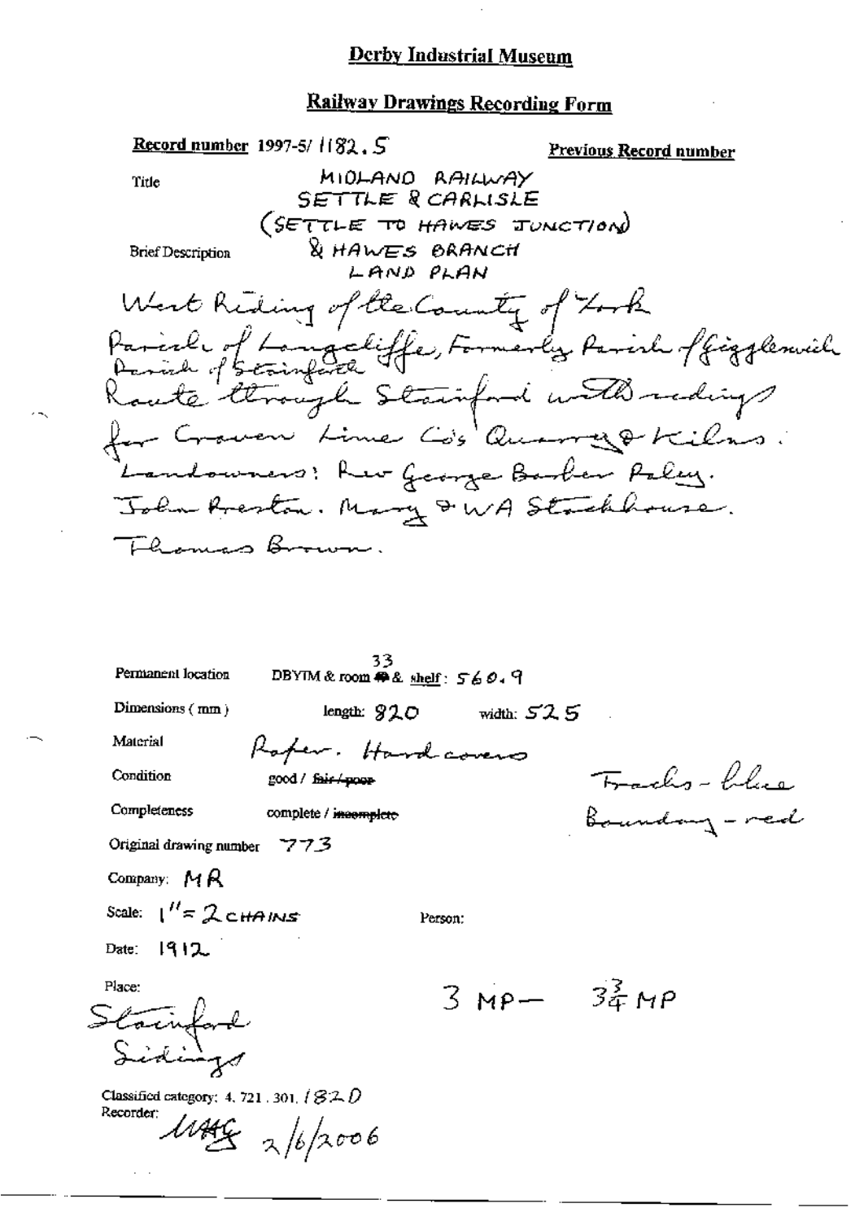# Derby Industrial Museum

## Railway Drawings Recording Form

**Record number** 1997-5/ 1182. 5

**Previous Record number**

Title

MIDLAND RAILWAY
SETTLE & CARLISLE
(SETTLE TO HAWES JUNCTION)
& HAWES BRANCH
LAND PLAN

Brief Description

West Riding of the County of York
Parish of Langcliffe, Formerly Parish of Giggleswick
Parish of Stainforth
Route through Stainford with sidings
for Craven Lime Co's Quarry & Kilns.
Landowners: Rev George Barber Paley.
John Preston. Mary & WA Stackhouse.
Thomas Brown.

Permanent location DBYIM & room 33 & shelf: 560. 9

Dimensions (mm) length: 920 width: 525

Material Paper. Hardcovers

Condition good / ~~fair / poor~~

Completeness complete / ~~incomplete~~

Tracks - blue
Boundary - red

Original drawing number 773

Company: MR

Scale: 1" = 2 CHAINS

Person:

Date: 1912

Place:
Stainford
Sidings

3 MP— $3\frac{3}{4}$ MP

Classified category: 4. 721. 301. 182D

Recorder: MAG 2/6/2006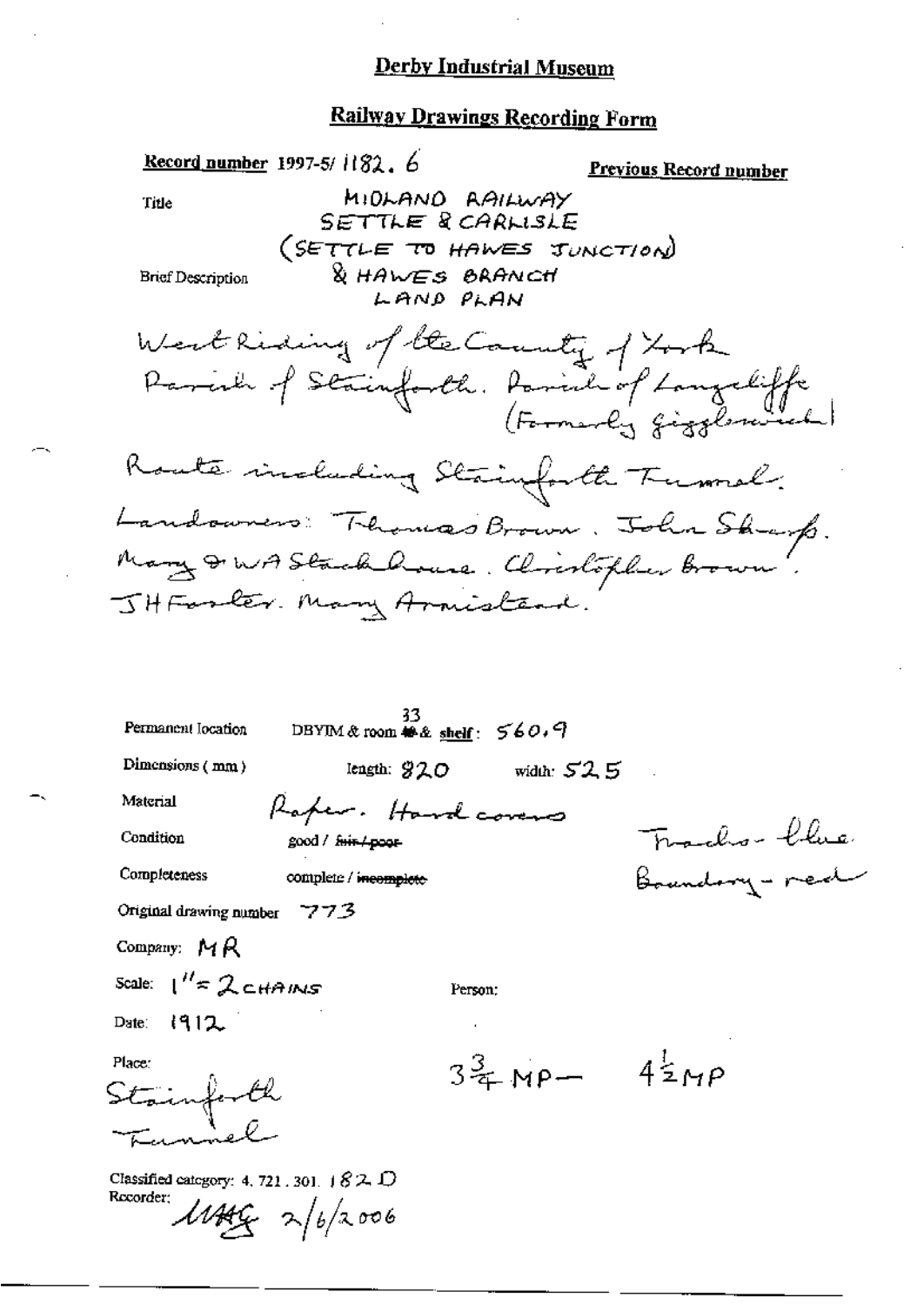# Derby Industrial Museum

## Railway Drawings Recording Form

**Record number** 1997-5/ 1182. 6

**Previous Record number**

Title

MIDLAND RAILWAY
SETTLE & CARLISLE
(SETTLE TO HAWES JUNCTION)
& HAWES BRANCH
LAND PLAN

Brief Description

West Riding of the County of York
Parish of Stainforth. Parish of Langcliffe (Formerly Giggleswick)

Route including Stainforth Tunnel.
Landowners: Thomas Brown. John Sharp.
Mary & WA Stackhouse. Christopher Brown.
JH Foster. Mary Armistead.

Permanent location: DBYIM & room 33 & shelf: 560.9

Dimensions (mm): length: 820 width: 525

Material: Paper. Hard covers

Condition: good / ~~fair / poor~~

Completeness: complete / ~~incomplete~~

Tracks - blue
Boundary - red

Original drawing number 773

Company: MR

Scale: 1" = 2 CHAINS

Person:

Date: 1912

Place: Stainforth Tunnel

$3\frac{3}{4}$ MP — $4\frac{1}{2}$ MP

Classified category: 4. 721. 301. 182 D

Recorder: MAG 2/6/2006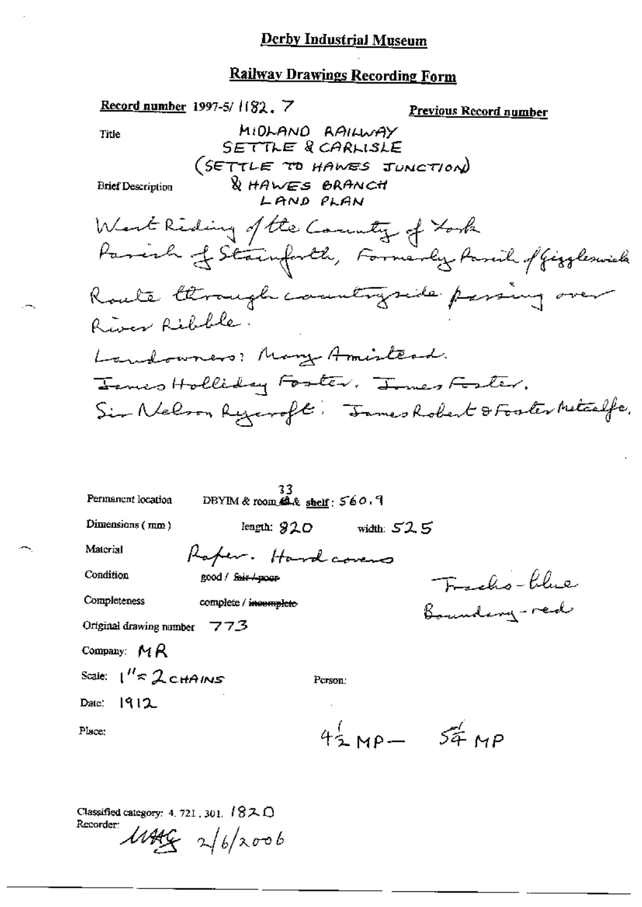# Derby Industrial Museum

## Railway Drawings Recording Form

**Record number** 1997-5/ 1182. 7

**Previous Record number**

Title

MIDLAND RAILWAY
SETTLE & CARLISLE
(SETTLE TO HAWES JUNCTION)
& HAWES BRANCH
LAND PLAN

Brief Description

West Riding of the County of York
Parish of Stainforth, Formerly Parish of Giggleswick
Route through countryside passing over River Ribble.
Landowners: Mary Armistead.
James Holliday Foster. James Foster.
Sir Nelson Rycroft. James Robert & Foster Metcalfe.

Permanent location DBYIM & room 33 & shelf: 560.9

Dimensions (mm) length: 920 width: 525

Material Paper. Hard covers

Condition good / ~~fair / poor~~

Completeness complete / ~~incomplete~~

Tracks - blue
Boundary - red

Original drawing number 773

Company: MR

Scale: 1" = 2 CHAINS

Person:

Date: 1912

Place:

4½ MP — 5¼ MP

Classified category: 4. 721. 301. 1820

Recorder: MAG 2/6/2006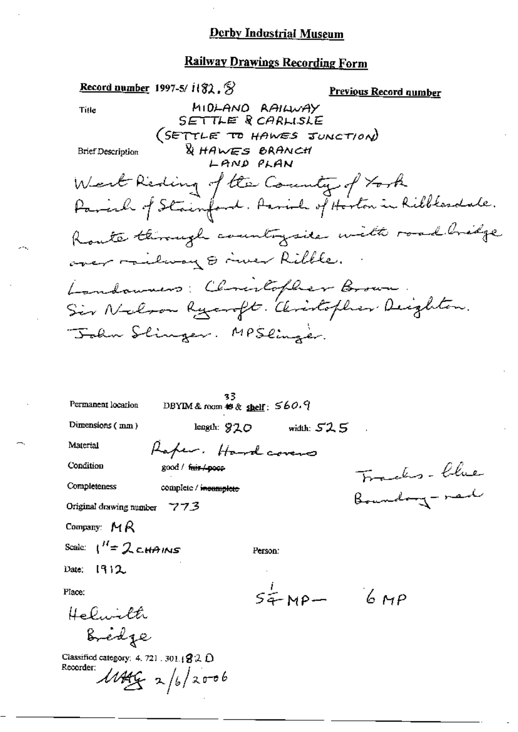# Derby Industrial Museum

## Railway Drawings Recording Form

**Record number** 1997-5/ 1182. 8 **Previous Record number**

Title MIDLAND RAILWAY SETTLE & CARLISLE (SETTLE TO HAWES JUNCTION) & HAWES BRANCH LAND PLAN

Brief Description

West Riding of the County of York
Parish of Stainforth. Parish of Horton in Ribblesdale.
Route through countryside with road bridge over railway & river Ribble.
Landowners: Christopher Brown.
Sir Nelson Rycroft. Christopher Deighton.
John Slinger. MPSlinger.

Permanent location DBYIM & room 33 & shelf: 560.9

Dimensions (mm) length: 920 width: 525

Material Paper. Hard covers

Condition good / ~~fair / poor~~

Completeness complete / ~~incomplete~~

Original drawing number 773

Company: MR

Scale: 1" = 2 CHAINS

Person:

Date: 1912

Place:
Helwith Bridge

$5\frac{1}{4}$ MP — 6 MP

Tracks - blue
Boundary - red

Classified category: 4. 721. 301.182 D

Recorder: MAG 2/6/2006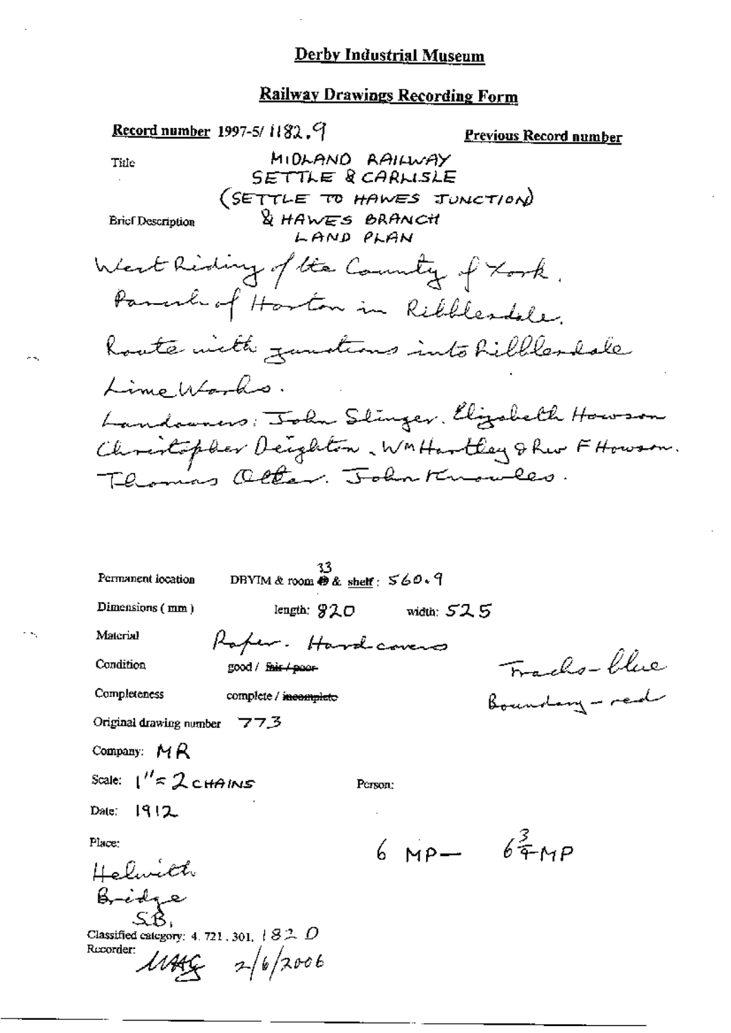# Derby Industrial Museum

## Railway Drawings Recording Form

**Record number** 1997-5/ 1182.9

**Previous Record number**

Title

MIDLAND RAILWAY
SETTLE & CARLISLE
(SETTLE TO HAWES JUNCTION)
& HAWES BRANCH
LAND PLAN

Brief Description

West Riding of the County of York.
Parish of Horton in Ribblesdale.
Route with junctions into Ribblesdale
Lime Works.
Landowners: John Slinger. Elizabeth Howson
Christopher Deighton. Wm Hartley & Rev F Howson.
Thomas Alter. John Knowles.

Permanent location DBYIM & room 33 & shelf: 560.9

Dimensions (mm) length: 920 width: 525

Material Paper. Hard covers

Condition good / ~~fair / poor~~

Completeness complete / ~~incomplete~~

Tracks - blue
Boundary - red

Original drawing number 773

Company: MR

Scale: 1" = 2 CHAINS

Person:

Date: 1912

Place:

Helwith
Bridge
S.B.

6 MP — $6\frac{3}{4}$ MP

Classified category: 4. 721. 301. 182 D

Recorder: MAG 2/6/2006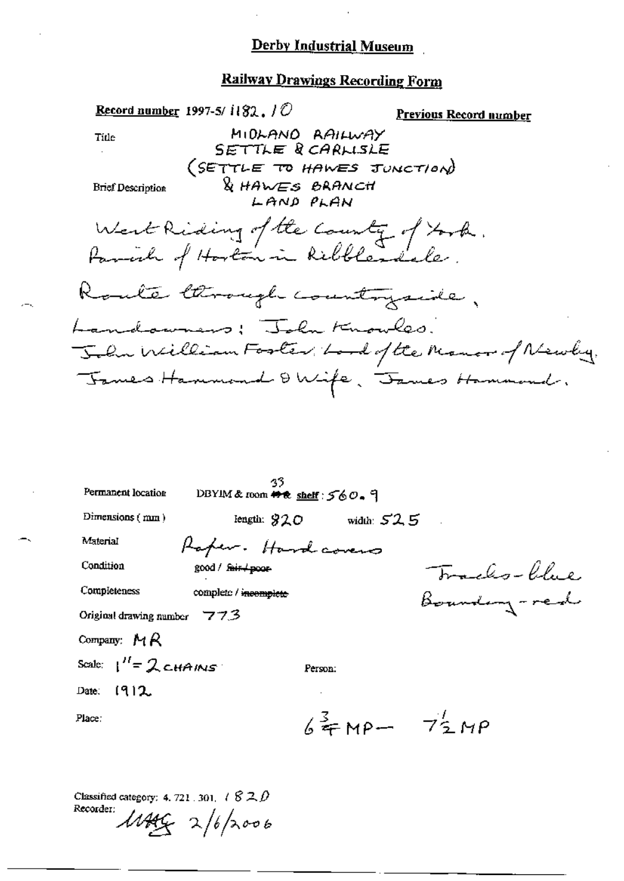# Derby Industrial Museum

## Railway Drawings Recording Form

**Record number** 1997-5/ 1182. 10

**Previous Record number**

Title

MIDLAND RAILWAY
SETTLE & CARLISLE
(SETTLE TO HAWES JUNCTION)
& HAWES BRANCH
LAND PLAN

Brief Description

West Riding of the County of York.
Parish of Horton in Ribblesdale.

Route through countryside,
Landowners: John Knowles.
John William Foster, Lord of the Manor of Newby.
James Hammond & Wife, James Hammond.

Permanent location: DBYIM & room ~~49 &~~ 33 shelf: 560. 9

Dimensions (mm): length: 820 width: 525

Material: Paper. Hard covers

Condition: good / ~~fair / poor~~

Completeness: complete / ~~incomplete~~

Tracks - blue
Boundary - red

Original drawing number: 773

Company: MR

Scale: 1" = 2 CHAINS

Person:

Date: 1912

Place:

$6\frac{3}{4}$ MP — $7\frac{1}{2}$ MP

Classified category: 4. 721. 301. 1820

Recorder: MAG 2/6/2006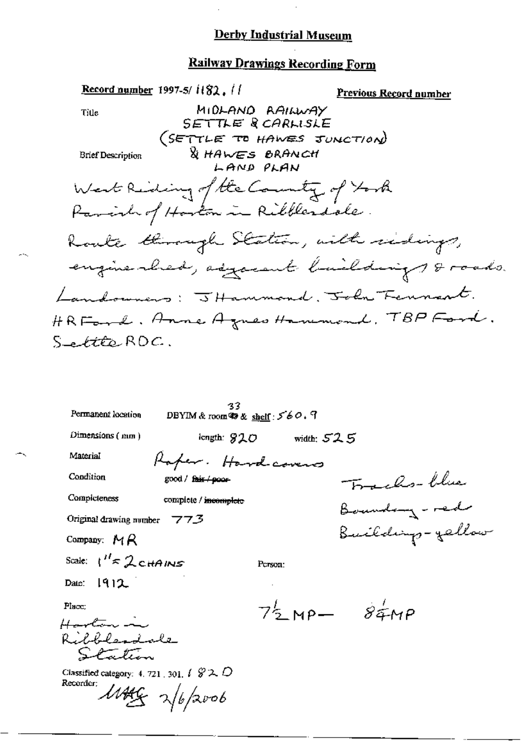# Derby Industrial Museum

## Railway Drawings Recording Form

**Record number** 1997-5/ 1182. 11 **Previous Record number**

Title MIDLAND RAILWAY SETTLE & CARLISLE (SETTLE TO HAWES JUNCTION) & HAWES BRANCH LAND PLAN

Brief Description

West Riding of the County of York
Parish of Horton in Ribblesdale.
Route through Station, with sidings, engine shed, adjacent buildings & roads.
Landowners: J Hammond. John Tennant. HR Ford. Anne Agnes Hammond. TBP Ford. Settle RDC.

Permanent location DBYIM & room 33 & shelf: 560. 9

Dimensions (mm) length: 920 width: 525

Material Paper. Hard covers

Condition good / ~~fair / poor~~

Completeness complete / ~~incomplete~~

Original drawing number 773

Company: MR

Scale: 1" = 2 CHAINS

Person:

Date: 1912

Place: Horton in Ribblesdale Station

Tracks - blue
Boundary - red
Buildings - yellow

7½ MP — 8¼ MP

Classified category: 4. 721. 301. 1 820

Recorder: MAG 2/6/2006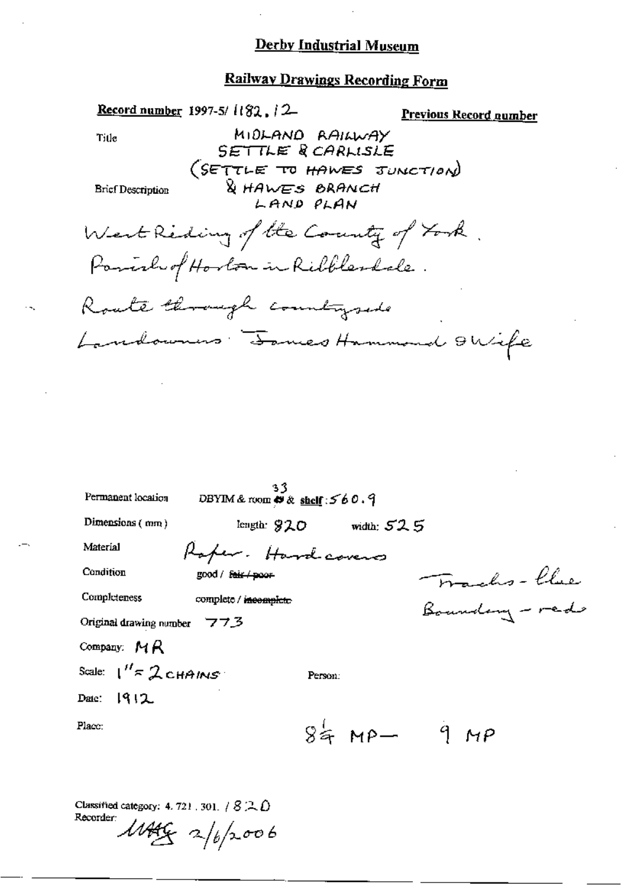# Derby Industrial Museum

## Railway Drawings Recording Form

**Record number** 1997-5/ 1182. 12

**Previous Record number**

Title

MIDLAND RAILWAY
SETTLE & CARLISLE
(SETTLE TO HAWES JUNCTION)
& HAWES BRANCH
LAND PLAN

Brief Description

West Riding of the County of York.
Parish of Horton in Ribblesdale.
Route through countryside
Landowners: James Hammond & Wife

Permanent location DBYIM & room 33 & **shelf**: 560.9

Dimensions (mm) length: 920 width: 525

Material Paper. Hard covers

Condition good / ~~fair / poor~~

Completeness complete / ~~incomplete~~

Tracks - blue
Boundary - red

Original drawing number 773

Company: MR

Scale: 1" = 2 CHAINS

Person:

Date: 1912

Place:

8¼ MP — 9 MP

Classified category: 4. 721. 301. / 820

Recorder: MAG 2/6/2006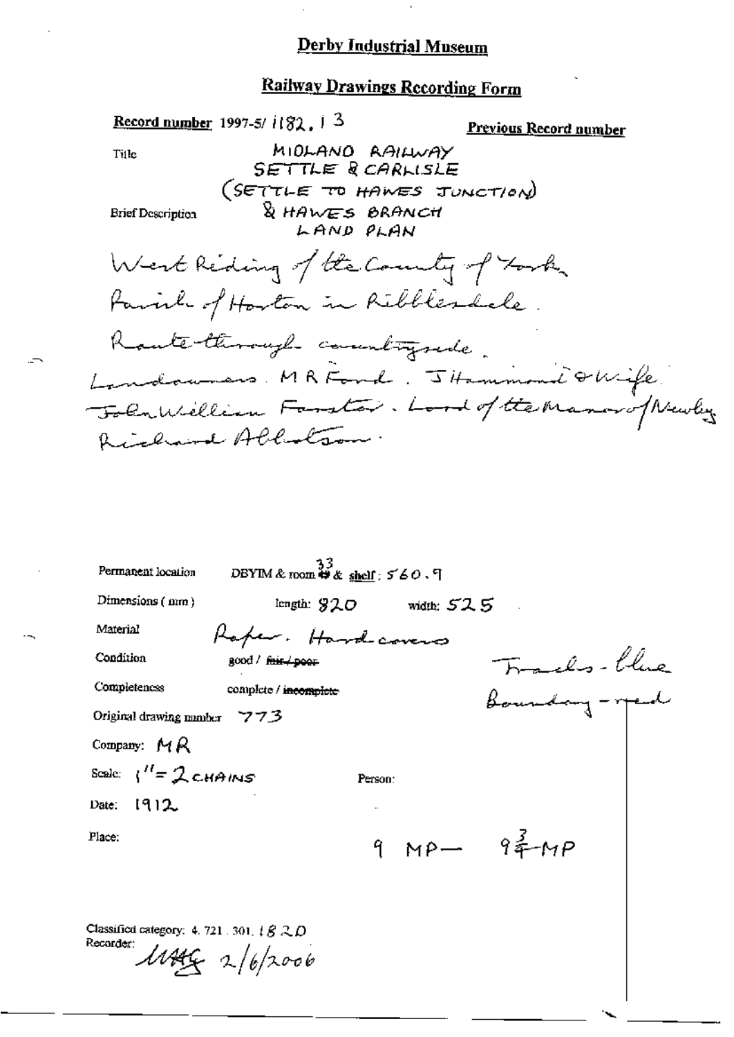# Derby Industrial Museum

## Railway Drawings Recording Form

**Record number** 1997-5/ 1182. 13

**Previous Record number**

Title

MIDLAND RAILWAY
SETTLE & CARLISLE
(SETTLE TO HAWES JUNCTION)
& HAWES BRANCH
LAND PLAN

Brief Description

West Riding of the County of York.
Parish of Horton in Ribblesdale.
Route through countryside.
Landowners. M R Ford. J Hammond & Wife.
John William Forster. Lord of the Manor of Newby.
Richard Allotson.

Permanent location: DBYIM & room 33 & shelf: 560.9

Dimensions (mm): length: 920 width: 525

Material: Paper. Hard covers

Condition: good / ~~fair / poor~~

Completeness: complete / ~~incomplete~~

Tracks - blue
Boundary - red

Original drawing number: 773

Company: MR

Scale: 1" = 2 CHAINS

Person:

Date: 1912

Place:

9 MP — 9 3/4 MP

Classified category: 4. 721. 301. 1820

Recorder: MAG 2/6/2006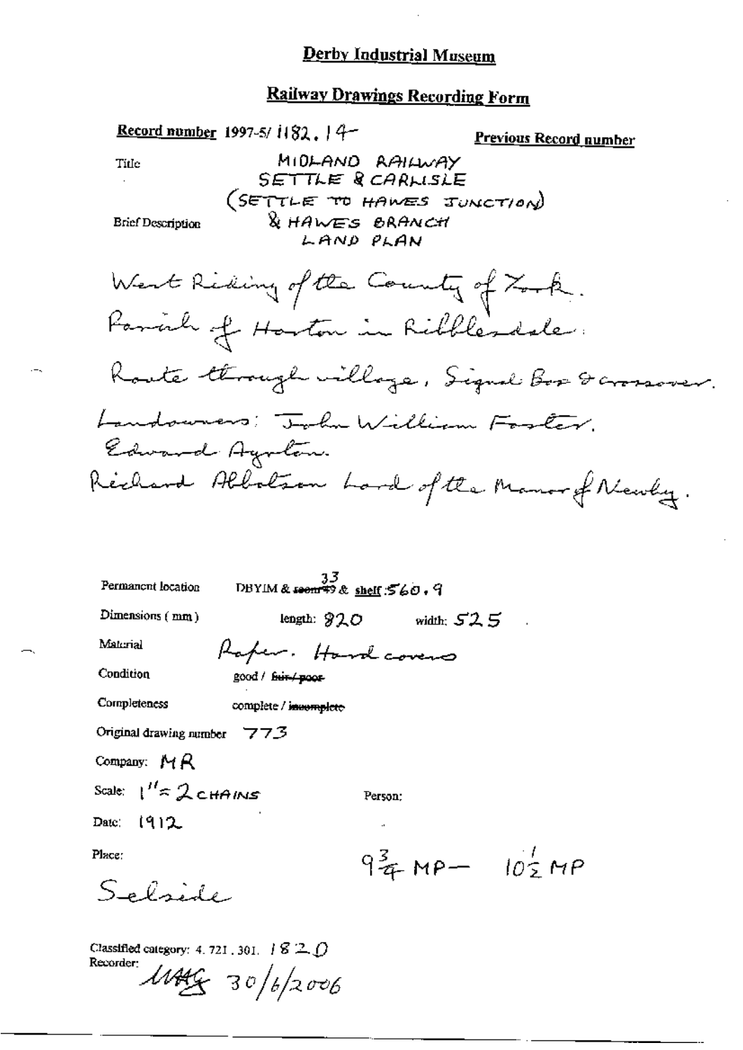# Derby Industrial Museum

## Railway Drawings Recording Form

**Record number** 1997-5/ 1182. 14 **Previous Record number**

Title: MIDLAND RAILWAY SETTLE & CARLISLE (SETTLE TO HAWES JUNCTION) & HAWES BRANCH LAND PLAN

Brief Description:

West Riding of the County of York.
Parish of Horton in Ribblesdale.
Route through village, Signal Box & crossover.
Landowners: John William Foster.
Edward Ayrton.
Richard Albotson Lord of the Manor of Newby.

Permanent location: DBYIM & ~~room 49~~ 33 & shelf: 560. 9

Dimensions (mm): length: 920 width: 525

Material: Paper. Hard covers

Condition: good / ~~fair / poor~~

Completeness: complete / ~~incomplete~~

Original drawing number: 773

Company: MR

Scale: 1" = 2 CHAINS

Person:

Date: 1912

Place: Selside

$9\frac{3}{4}$ MP — $10\frac{1}{2}$ MP

Classified category: 4. 721. 301. 1820

Recorder: MAG 30/6/2006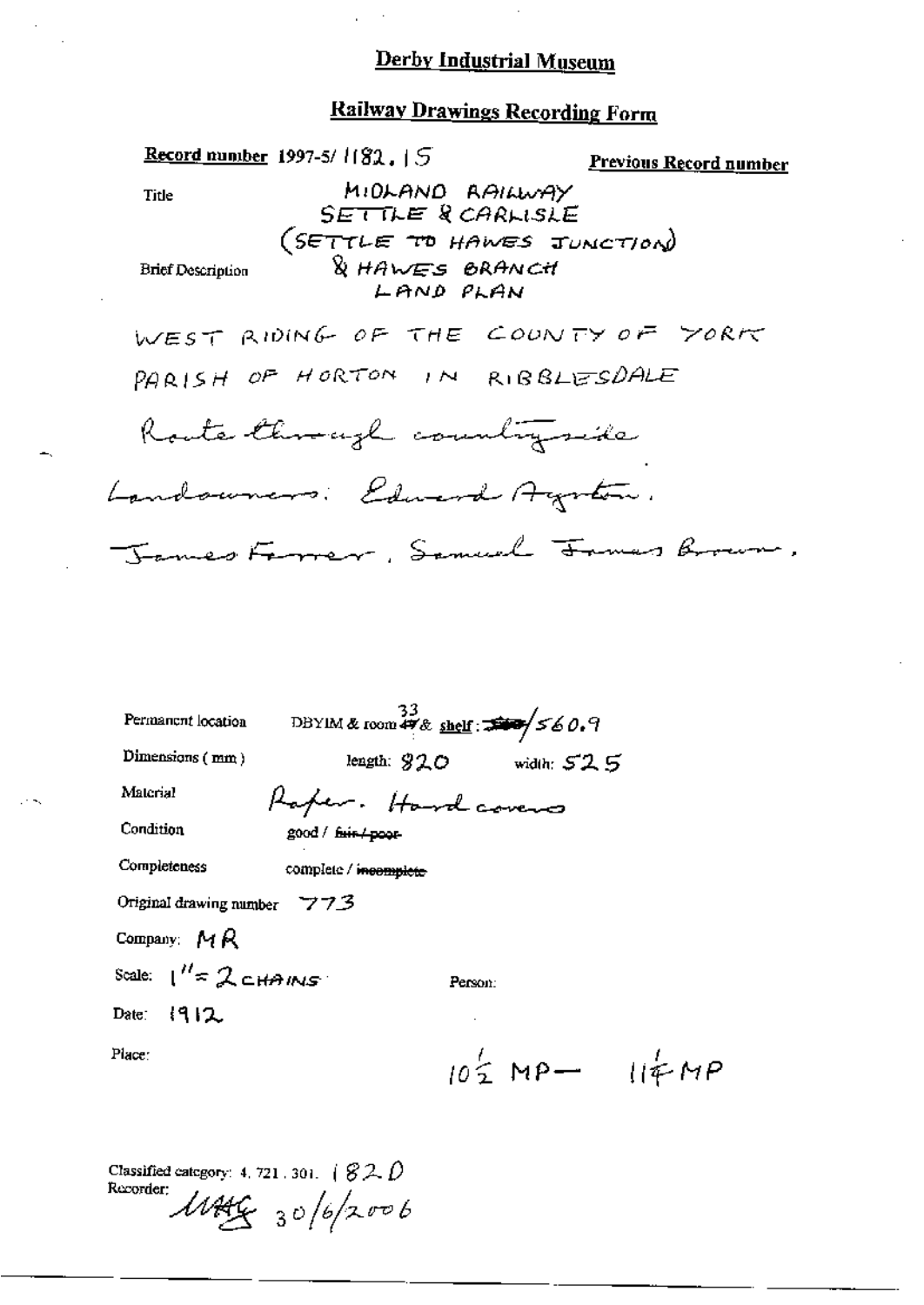# Derby Industrial Museum

## Railway Drawings Recording Form

**Record number** 1997-5/ 1182. 15 **Previous Record number**

Title

Brief Description

MIDLAND RAILWAY
SETTLE & CARLISLE
(SETTLE TO HAWES JUNCTION)
& HAWES BRANCH
LAND PLAN

WEST RIDING OF THE COUNTY OF YORK
PARISH OF HORTON IN RIBBLESDALE
Route through countryside
Landowners: Edward Ayrton.
James Farrer, Samuel James Brown.

Permanent location DBYIM & room ~~47~~ 33 & shelf: ~~560~~/560.9

Dimensions (mm) length: 820 width: 525

Material Paper. Hard covers

Condition good / ~~fair / poor~~

Completeness complete / ~~incomplete~~

Original drawing number 773

Company: MR

Scale: 1" = 2 CHAINS Person:

Date: 1912

Place: $10\frac{1}{2}$ MP— $11\frac{1}{4}$ MP

Classified category: 4. 721. 301. 182.D

Recorder: MAG 30/6/2006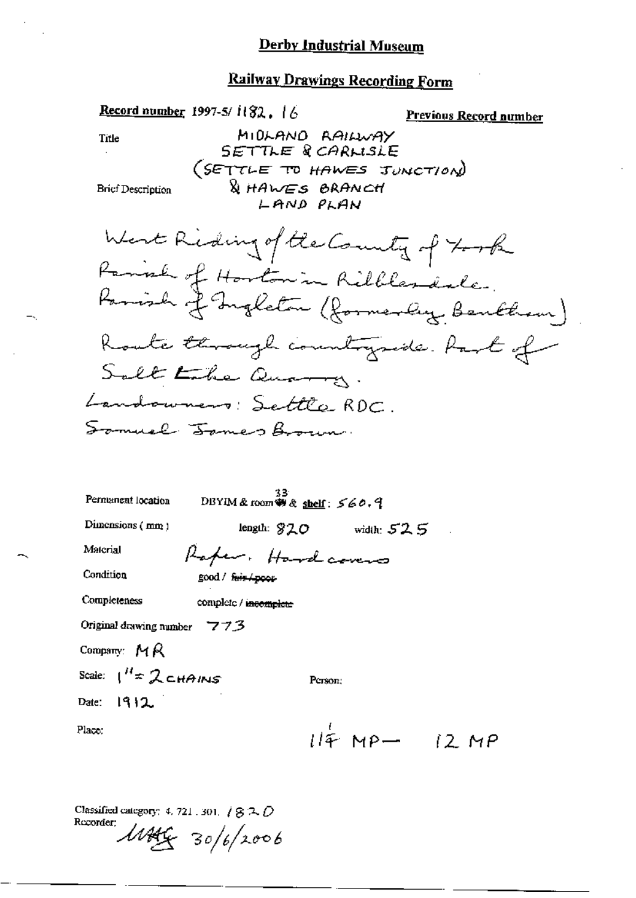# Derby Industrial Museum

## Railway Drawings Recording Form

**Record number** 1997-5/ 1182. 16

**Previous Record number**

Title

MIDLAND RAILWAY
SETTLE & CARLISLE
(SETTLE TO HAWES JUNCTION)
& HAWES BRANCH
LAND PLAN

Brief Description

West Riding of the County of York
Parish of Horton in Ribblesdale.
Parish of Ingleton (formerly Bentham)
Route through countryside. Part of
Salt Lake Quarry.
Landowners: Settle RDC.
Samuel James Brown.

Permanent location: DBYIM & room 33 & **shelf**: 560.9

Dimensions (mm): length: 820 width: 525

Material: Paper. Hard covers

Condition: good / ~~fair / poor~~

Completeness: complete / ~~incomplete~~

Original drawing number: 773

Company: MR

Scale: 1" = 2 CHAINS

Person:

Date: 1912

Place:

11¼ MP — 12 MP

Classified category: 4. 721. 301. 182 D

Recorder: MHG 30/6/2006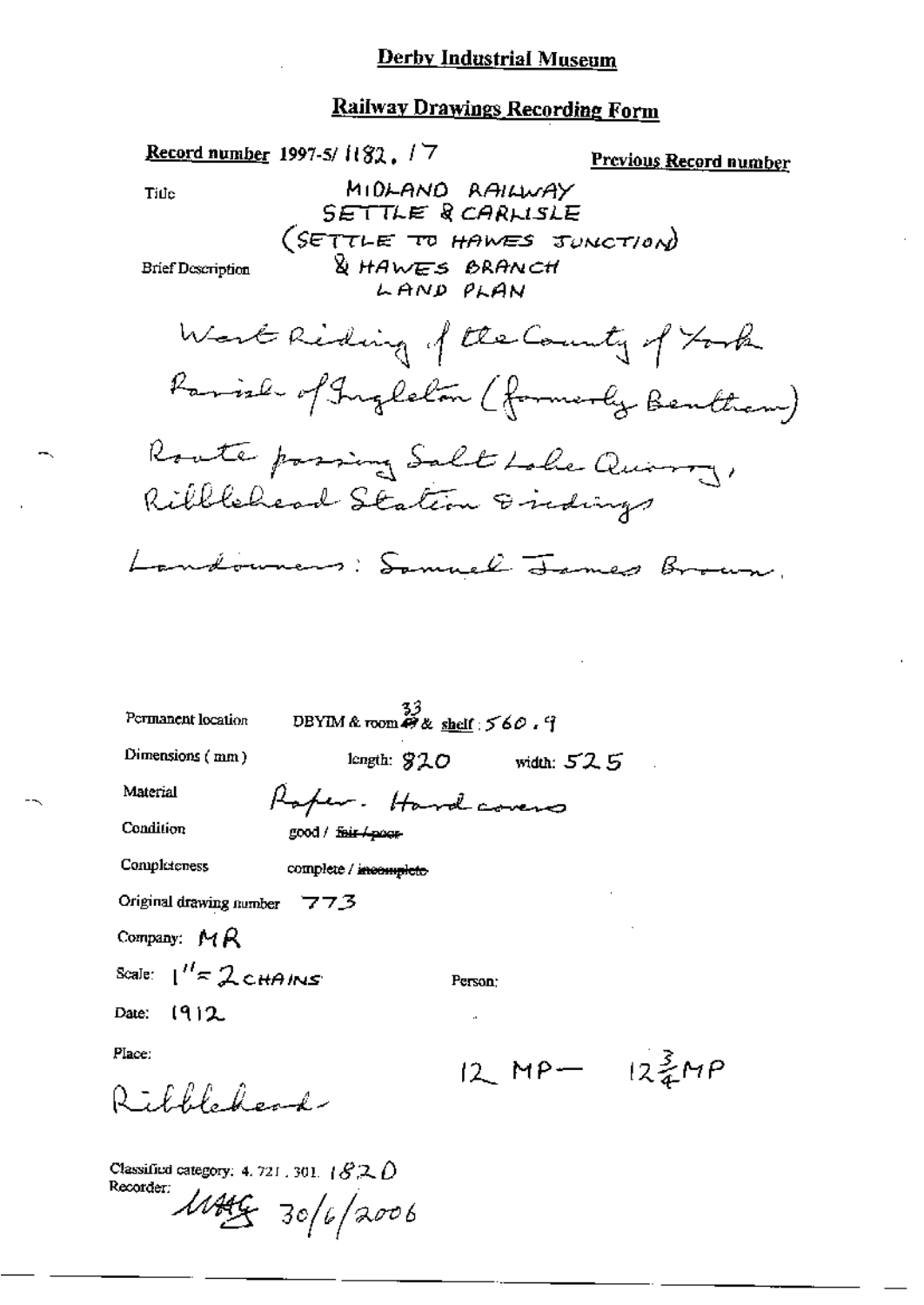# Derby Industrial Museum

## Railway Drawings Recording Form

**Record number** 1997-5/ 1182. 17

**Previous Record number**

Title

MIDLAND RAILWAY
SETTLE & CARLISLE
(SETTLE TO HAWES JUNCTION)
& HAWES BRANCH
LAND PLAN

Brief Description

West Riding of the County of York
Parish of Ingleton (formerly Bentham)
Route passing Salt Lake Quarry,
Ribblehead Station & sidings
Landowners: Samuel James Brown.

Permanent location DBYIM & room 33 & shelf: 560 . 9

Dimensions (mm) length: 820 width: 525

Material Paper. Hard covers

Condition good / ~~fair / poor~~

Completeness complete / ~~incomplete~~

Original drawing number 773

Company: MR

Scale: 1" = 2 CHAINS

Person:

Date: 1912

Place:
Ribblehead

12 MP— $12\frac{3}{4}$MP

Classified category: 4. 721. 301. 182 D

Recorder: MAG 30/6/2006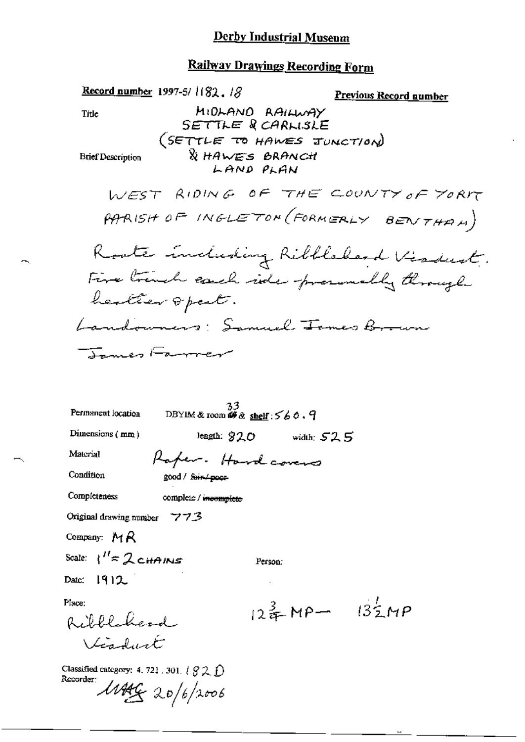# Derby Industrial Museum

## Railway Drawings Recording Form

**Record number** 1997-5/ 1182. 18

**Previous Record number**

Title

MIDLAND RAILWAY
SETTLE & CARLISLE
(SETTLE TO HAWES JUNCTION)
& HAWES BRANCH
LAND PLAN

Brief Description

WEST RIDING OF THE COUNTY OF YORK
PARISH OF INGLETON (FORMERLY BENTHAM)

Route including Ribblehead Viaduct.
Fire trench each side presumably through heather & peat.
Landowners: Samuel James Brown
James Farrer

Permanent location: DBYIM & room 33 & shelf: 560.9

Dimensions (mm): length: 820 width: 525

Material: Paper. Hard covers

Condition: good / ~~fair / poor~~

Completeness: complete / ~~incomplete~~

Original drawing number: 773

Company: MR

Scale: 1" = 2 CHAINS

Person:

Date: 1912

Place:
Ribblehead Viaduct

$12\frac{3}{4}$ MP — $13\frac{1}{2}$ MP

Classified category: 4. 721. 301. 182 D

Recorder: MAG 20/6/2006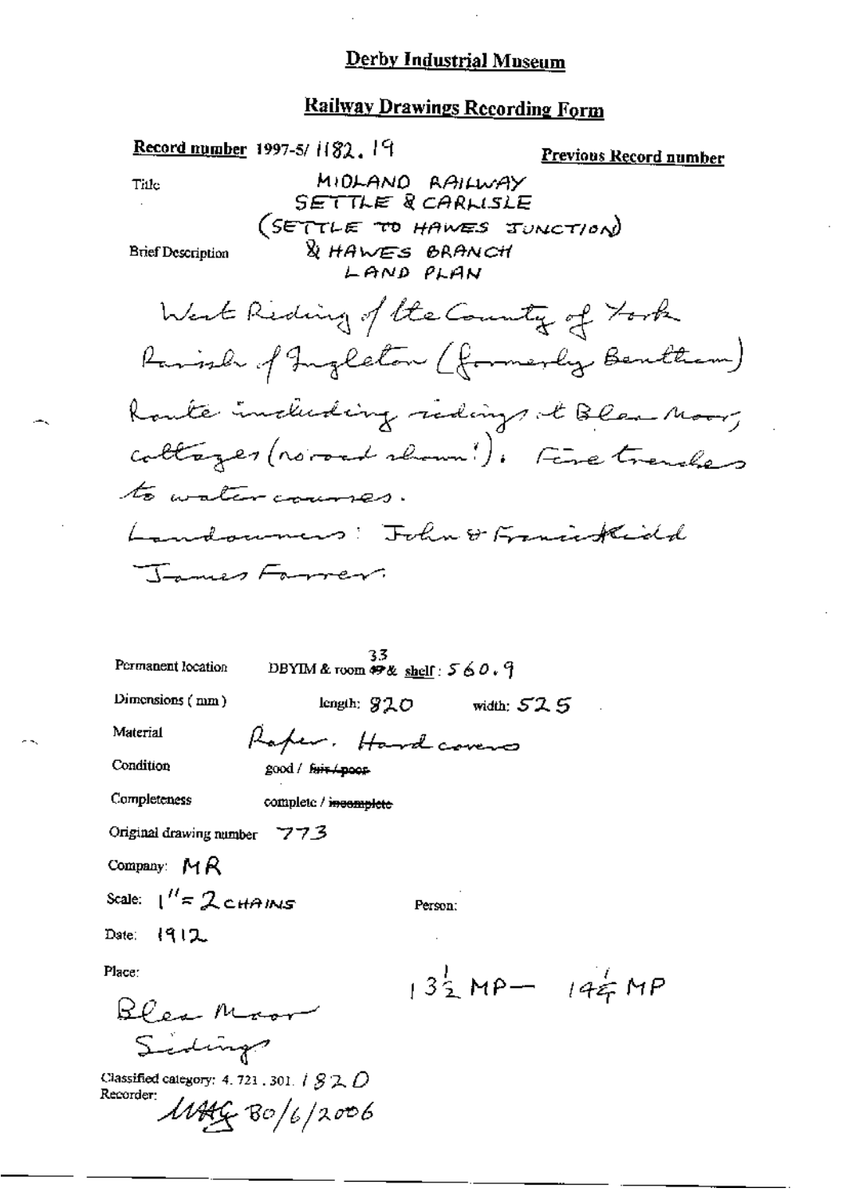# Derby Industrial Museum

## Railway Drawings Recording Form

**Record number** 1997-5/ 1182. 19

**Previous Record number**

Title

MIDLAND RAILWAY
SETTLE & CARLISLE
(SETTLE TO HAWES JUNCTION)
& HAWES BRANCH
LAND PLAN

Brief Description

West Riding of the County of York
Parish of Ingleton (formerly Bentham)
Route including sidings at Blea Moor;
cottages (no road shown!). Five trenches
to water courses.
Landowners: John & Francis Kidd
James Farrer.

Permanent location: DBYIM & room ~~49~~ 33 & shelf: 560.9

Dimensions (mm): length: 920 width: 525

Material: Paper. Hard covers

Condition: good / ~~fair / poor~~

Completeness: complete / ~~incomplete~~

Original drawing number: 773

Company: MR

Scale: 1" = 2 CHAINS

Person:

Date: 1912

Place:

Blea Moor
Sidings

$13\frac{1}{2}$ MP — $14\frac{1}{4}$ MP

Classified category: 4. 721. 301. 1820

Recorder: MAG 30/6/2006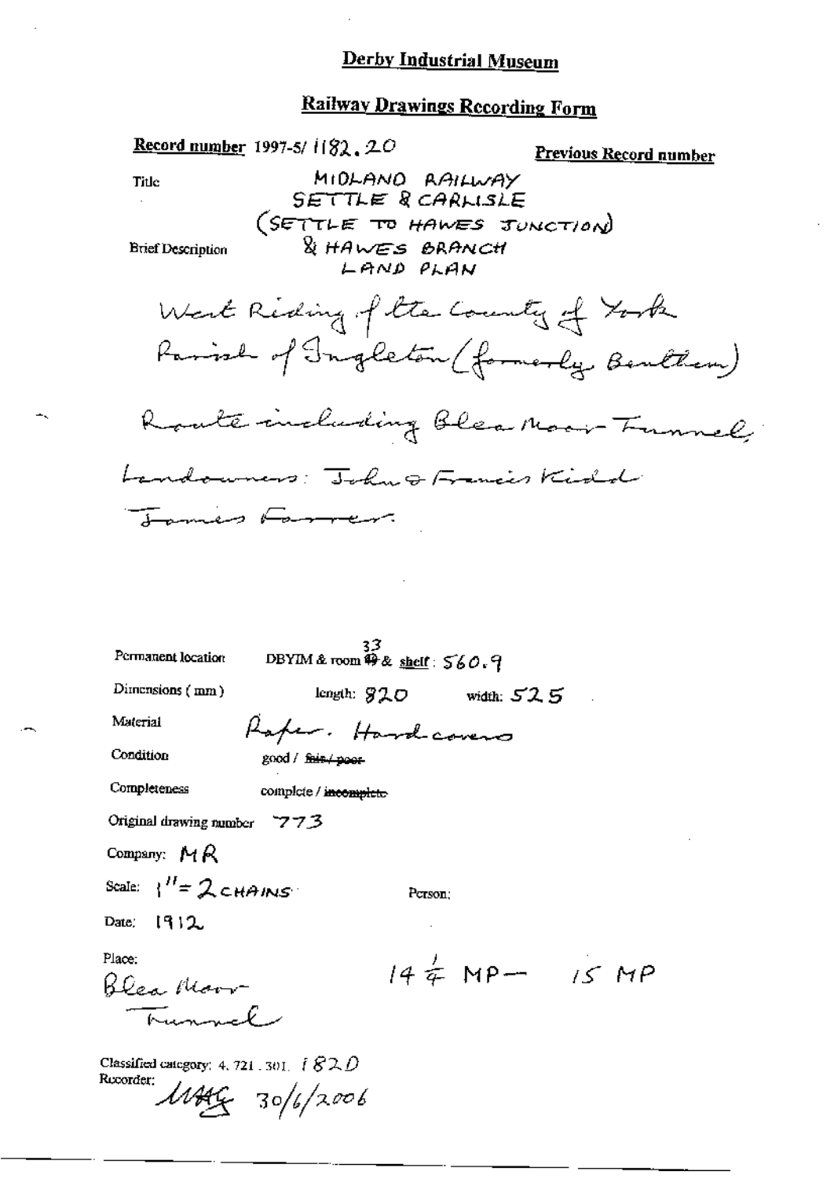# Derby Industrial Museum

## Railway Drawings Recording Form

**Record number** 1997-5/ 1182.20

**Previous Record number**

Title

MIDLAND RAILWAY
SETTLE & CARLISLE
(SETTLE TO HAWES JUNCTION)
& HAWES BRANCH
LAND PLAN

Brief Description

West Riding of the County of York
Parish of Ingleton (formerly Bentham)

Route including Blea Moor Tunnel;

Landowners: John & Francis Kidd
James Farrer.

Permanent location DBYIM & room ~~49~~ 33 & shelf: 560.9

Dimensions (mm) length: 820 width: 525

Material Paper. Hardcovers

Condition good / ~~fair / poor~~

Completeness complete / ~~incomplete~~

Original drawing number 773

Company: MR

Scale: 1" = 2 CHAINS

Person:

Date: 1912

Place:
Blea Moor
Tunnel

$14\frac{1}{4}$ MP — 15 MP

Classified category: 4. 721. 301. 182D

Recorder:
MHG 30/6/2006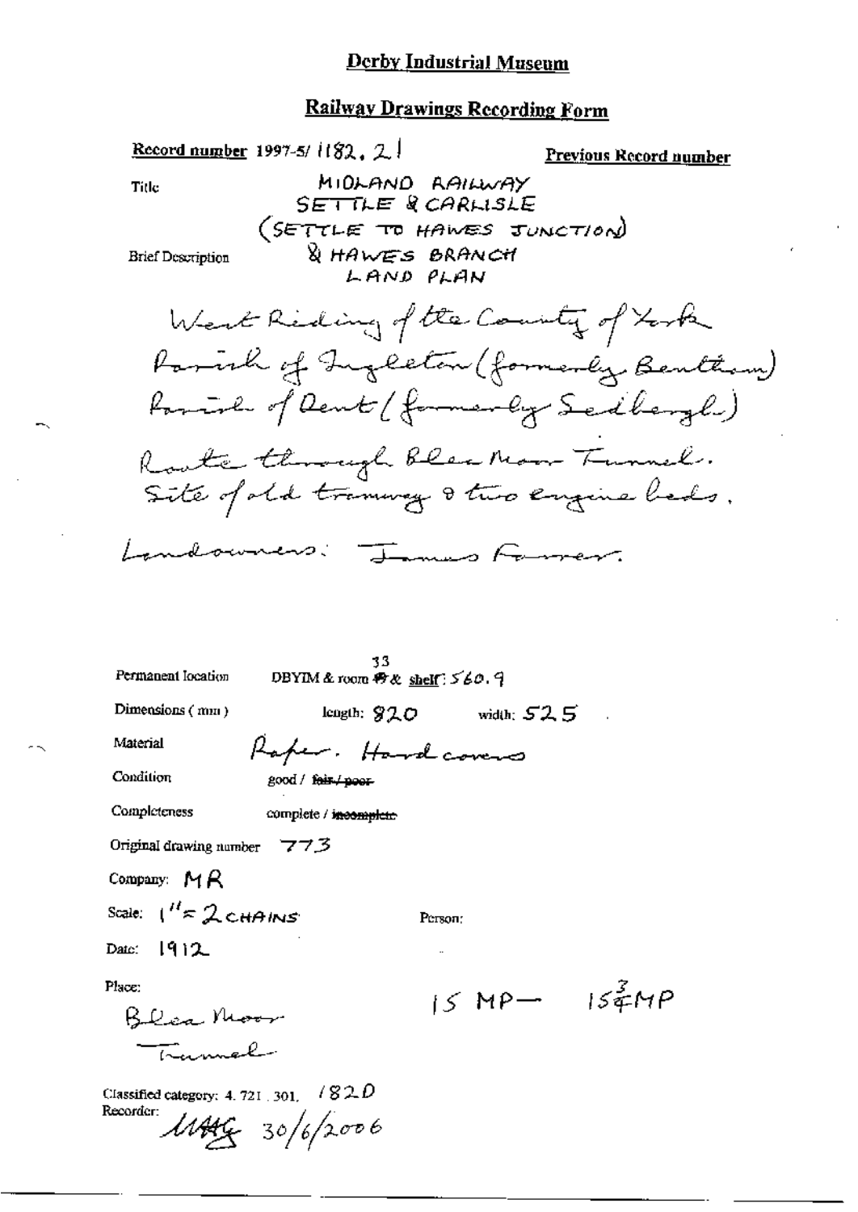## Derby Industrial Museum

## Railway Drawings Recording Form

**Record number** 1997-5/ 1182. 21

**Previous Record number**

Title

MIDLAND RAILWAY
SETTLE & CARLISLE
(SETTLE TO HAWES JUNCTION)
& HAWES BRANCH
LAND PLAN

Brief Description

West Riding of the County of York
Parish of Ingleton (formerly Bentham)
Parish of Dent (formerly Sedbergh)
Route through Blea Moor Tunnel.
Site of old tramway & two engine beds.

Landowners: James Farrer.

Permanent location: DBYIM & room 33 & shelf: 560. 9

Dimensions (mm): length: 820 width: 525

Material: Paper. Hard covers

Condition: good / ~~fair / poor~~

Completeness: complete / ~~incomplete~~

Original drawing number: 773

Company: MR

Scale: 1" = 2 CHAINS

Person:

Date: 1912

Place:
Blea Moor
Tunnel

15 MP — 15¾ MP

Classified category: 4. 721. 301. 182D

Recorder: MAG 30/6/2006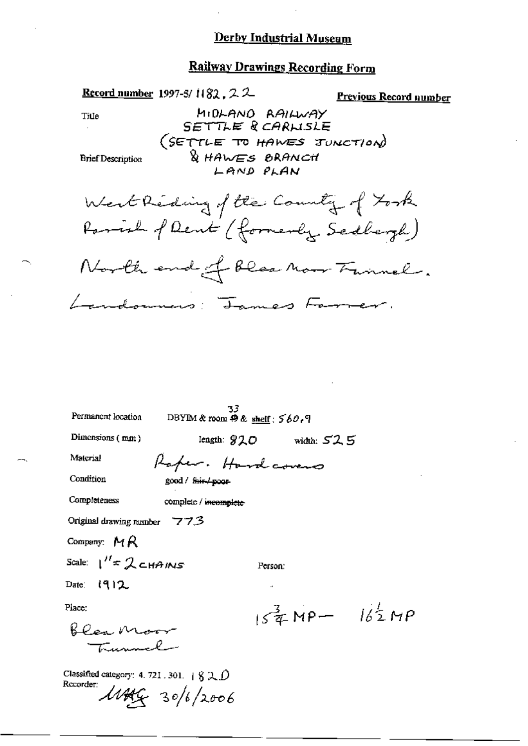# Derby Industrial Museum

## Railway Drawings Recording Form

**Record number** 1997-5/ 1182 . 22

**Previous Record number**

Title

Brief Description

MIDLAND RAILWAY
SETTLE & CARLISLE
(SETTLE TO HAWES JUNCTION)
& HAWES BRANCH
LAND PLAN

West Riding of the County of York
Parish of Dent (formerly Sedbergh)
North end of Blea Moor Tunnel.
Landowners: James Farrer.

Permanent location: DBYIM & room ~~49~~ 33 & shelf : 560.9

Dimensions (mm): length: 920 width: 525

Material: Paper. Hard covers

Condition: good / ~~fair / poor~~

Completeness: complete / ~~incomplete~~

Original drawing number: 773

Company: MR

Scale: 1" = 2 CHAINS

Person:

Date: 1912

Place: Blea Moor Tunnel

$15\frac{3}{4}$ MP — $16\frac{1}{2}$ MP

Classified category: 4. 721. 301. 182 D

Recorder: MAG 30/6/2006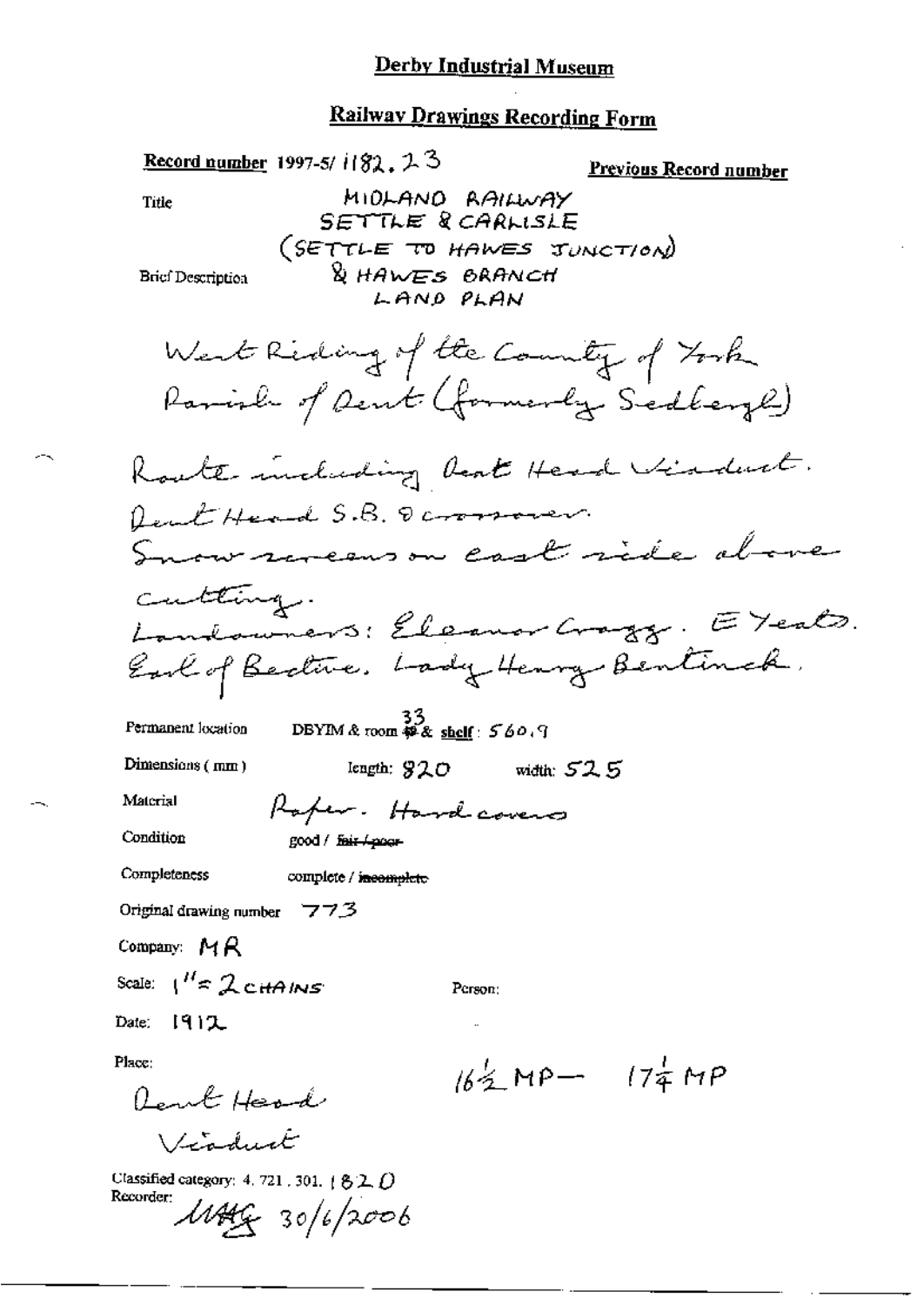## Derby Industrial Museum

## Railway Drawings Recording Form

**Record number** 1997-5/ 1182.23

**Previous Record number**

Title

MIDLAND RAILWAY
SETTLE & CARLISLE
(SETTLE TO HAWES JUNCTION)
& HAWES BRANCH
LAND PLAN

Brief Description

West Riding of the County of York
Parish of Dent (formerly Sedbergh)

Route including Dent Head Viaduct.
Dent Head S.B. & crossover.
Snow screens on east side above cutting.
Landowners: Eleanor Cragg. E Yeats.
Earl of Bective. Lady Henry Bentinck.

Permanent location DBYIM & room 33 & shelf: 560.9

Dimensions (mm) length: 920 width: 525

Material Paper. Hard covers

Condition good / ~~fair / poor~~

Completeness complete / ~~incomplete~~

Original drawing number 773

Company: MR

Scale: 1" = 2 CHAINS

Person:

Date: 1912

Place:

Dent Head Viaduct

16½ MP — 17¼ MP

Classified category: 4. 721. 301. 1820

Recorder: MAG 30/6/2006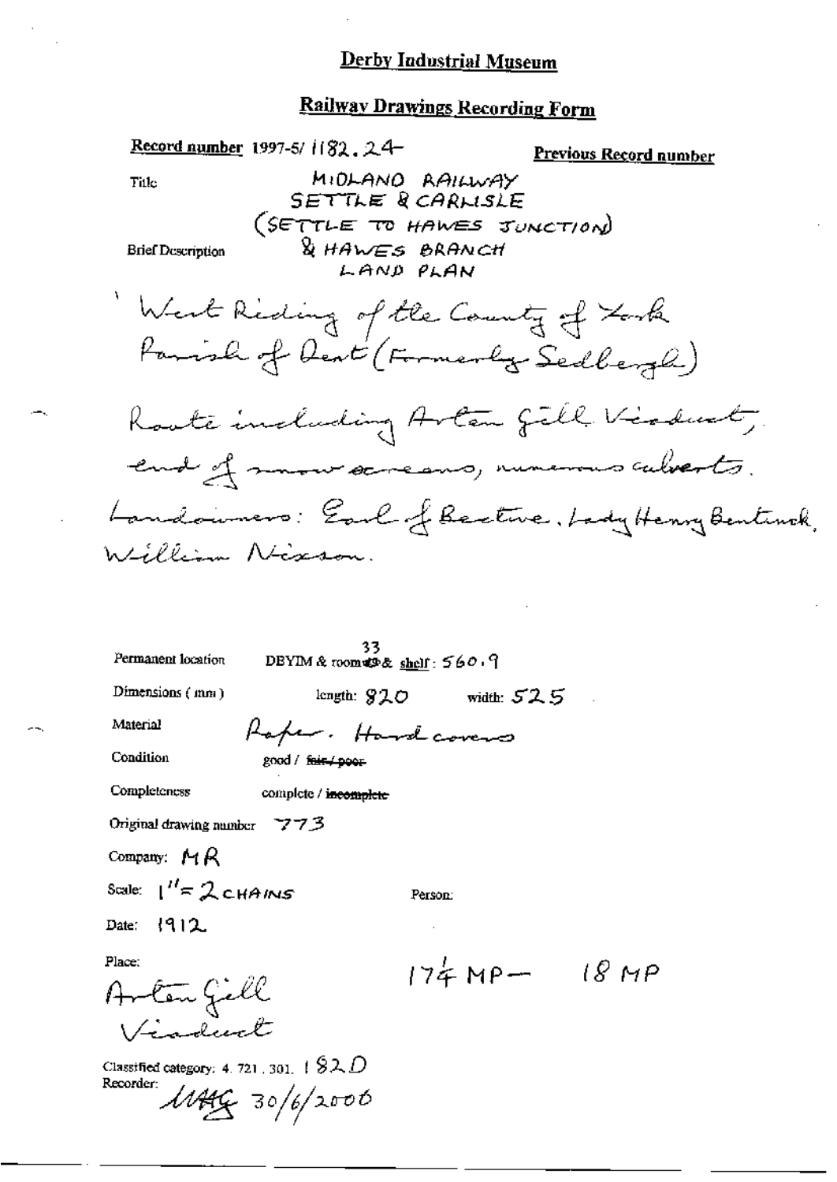# Derby Industrial Museum

## Railway Drawings Recording Form

**Record number** 1997-5/ 1182.24

**Previous Record number**

Title

MIDLAND RAILWAY
SETTLE & CARLISLE
(SETTLE TO HAWES JUNCTION)
& HAWES BRANCH
LAND PLAN

Brief Description

West Riding of the County of York
Parish of Dent (Formerly Sedbergh)

Route including Arten Gill Viaduct, end of snow screens, numerous culverts.

Landowners: Earl of Bective, Lady Henry Bentinck, William Nixson.

Permanent location: DBYIM & room 33 & shelf: 560.9

Dimensions (mm): length: 820 width: 525

Material: Paper. Hard covers

Condition: good / ~~fair / poor~~

Completeness: complete / ~~incomplete~~

Original drawing number: 773

Company: MR

Scale: 1" = 2 CHAINS

Person:

Date: 1912

Place:
Arten Gill Viaduct

$17\frac{1}{4}$ MP — 18 MP

Classified category: 4. 721. 301. 182.D

Recorder: MAG 30/6/2000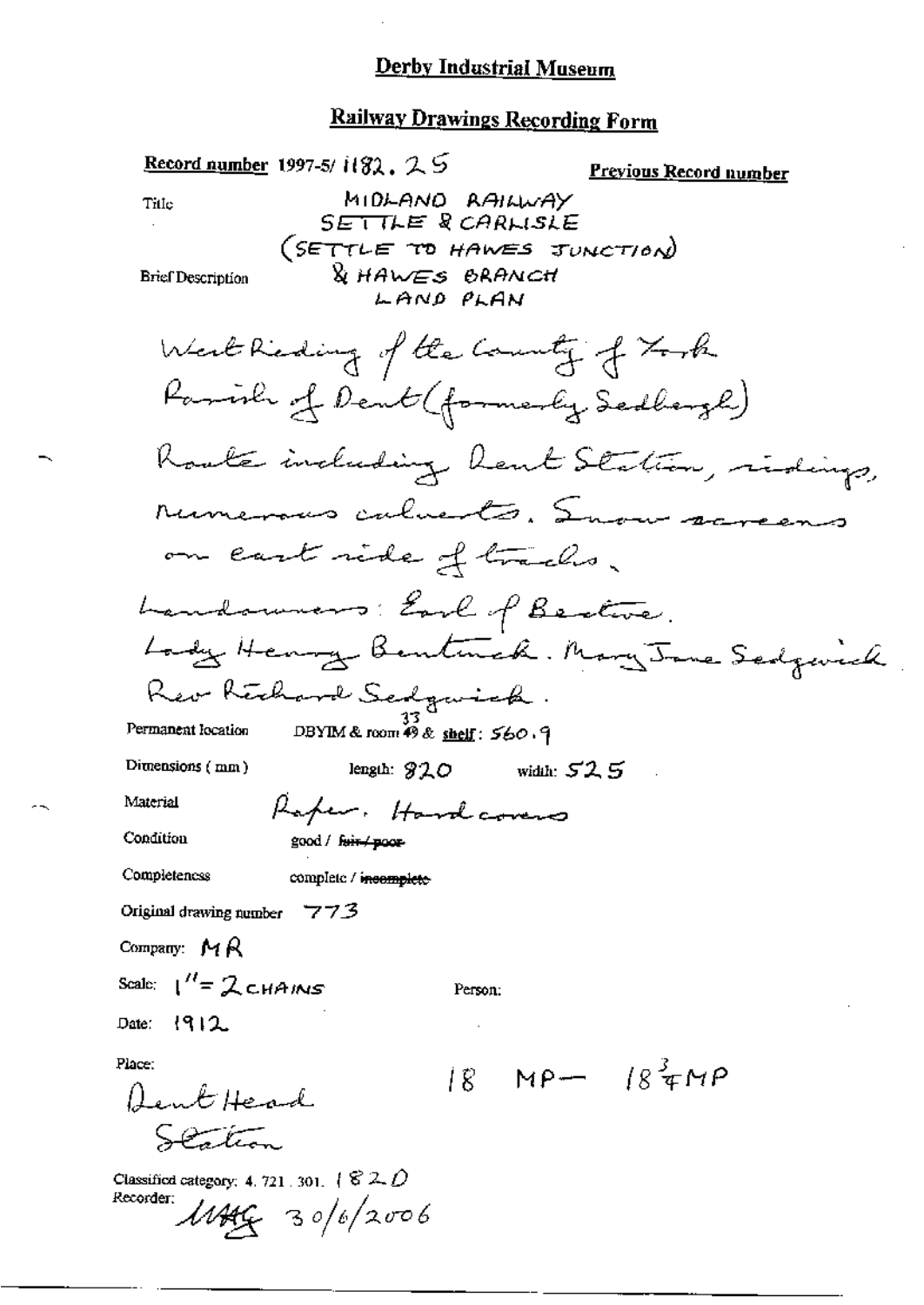# Derby Industrial Museum

## Railway Drawings Recording Form

**Record number** 1997-5/ 1182. 25 **Previous Record number**

Title

MIDLAND RAILWAY
SETTLE & CARLISLE
(SETTLE TO HAWES JUNCTION)
& HAWES BRANCH
LAND PLAN

Brief Description

West Riding of the County of York
Parish of Dent (formerly Sedbergh)
Route including Dent Station, sidings, numerous culverts. Snow screens on east side of tracks.
Landowners: Earl of Bective.
Lady Henry Bentinck. Mary Jane Sedgwick
Rev Richard Sedgwick.

Permanent location DBYIM & room ~~49~~ 33 & shelf: 560.9

Dimensions (mm) length: 820 width: 525

Material Paper. Hard covers

Condition good / ~~fair / poor~~

Completeness complete / ~~incomplete~~

Original drawing number 773

Company: MR

Scale: 1" = 2 CHAINS

Person:

Date: 1912

Place:
Dent Head
Station

18 MP — $18\frac{3}{4}$MP

Classified category: 4. 721. 301. 1820

Recorder: MAG 30/6/2006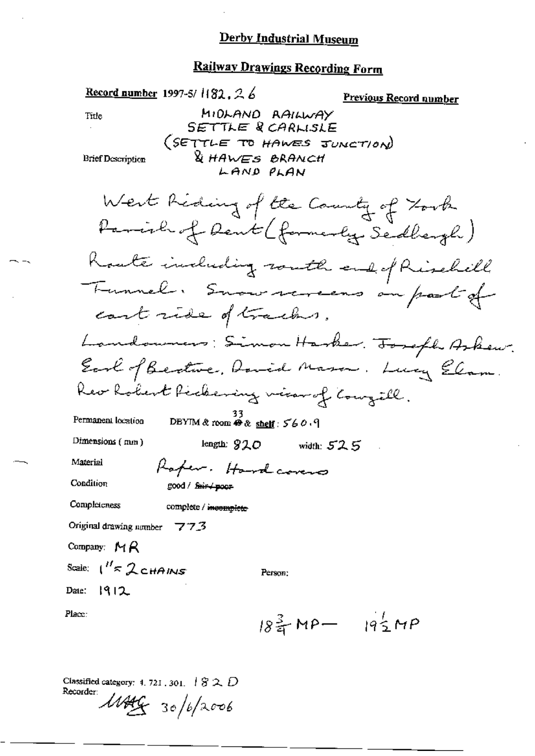# Derby Industrial Museum

## Railway Drawings Recording Form

**Record number** 1997-5/ 1182.26

**Previous Record number**

Title

MIDLAND RAILWAY
SETTLE & CARLISLE
(SETTLE TO HAWES JUNCTION)
& HAWES BRANCH
LAND PLAN

Brief Description

West Riding of the County of York
Parish of Dent (formerly Sedbergh)
Route including south end of Risehill Tunnel. Snow screens on part of east side of tracks.
Landowners: Simon Harker. Joseph Askew. Earl of Bective. David Mason. Lucy Elam. Rev Robert Pickering vicar of Cowgill.

Permanent location DBYIM & room ~~49~~ 33 & shelf: 560.9

Dimensions (mm) length: 820 width: 525

Material Paper. Hard covers

Condition good / ~~fair / poor~~

Completeness complete / ~~incomplete~~

Original drawing number 773

Company: MR

Scale: 1" = 2 CHAINS

Person:

Date: 1912

Place:

$18\frac{3}{4}$ MP — $19\frac{1}{2}$ MP

Classified category: 4.721.301. 182 D

Recorder: MAG 30/6/2006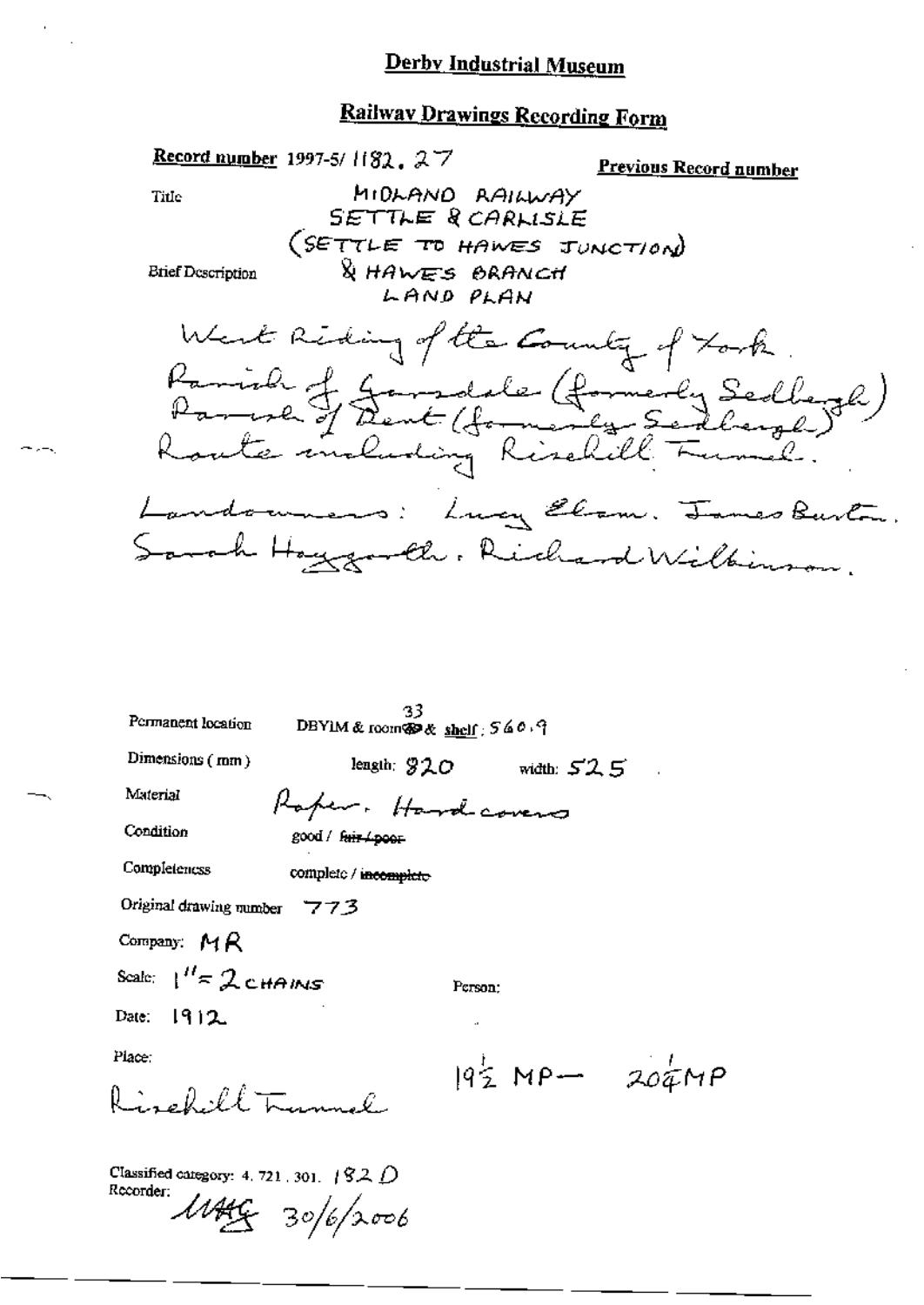# Derby Industrial Museum

## Railway Drawings Recording Form

**Record number** 1997-5/ 1182. 27

**Previous Record number**

Title: MIDLAND RAILWAY SETTLE & CARLISLE (SETTLE TO HAWES JUNCTION) & HAWES BRANCH LAND PLAN

Brief Description:

West Riding of the County of York.
Parish of Garsdale (formerly Sedbergh)
Parish of Dent (formerly Sedbergh)
Route including Risehill Tunnel.

Landowners: Lucy Elam. James Burton. Sarah Haygarth. Richard Wilkinson.

Permanent location: DBYIM & room 33 & shelf: 560.9

Dimensions (mm): length: 920 width: 525

Material: Paper. Hard covers

Condition: good / ~~fair / poor~~

Completeness: complete / ~~incomplete~~

Original drawing number: 773

Company: MR

Scale: 1" = 2 CHAINS

Person:

Date: 1912

Place: Risehill Tunnel

19½ MP — 20¼ MP

Classified category: 4. 721. 301. 182 D

Recorder: MAG 30/6/2006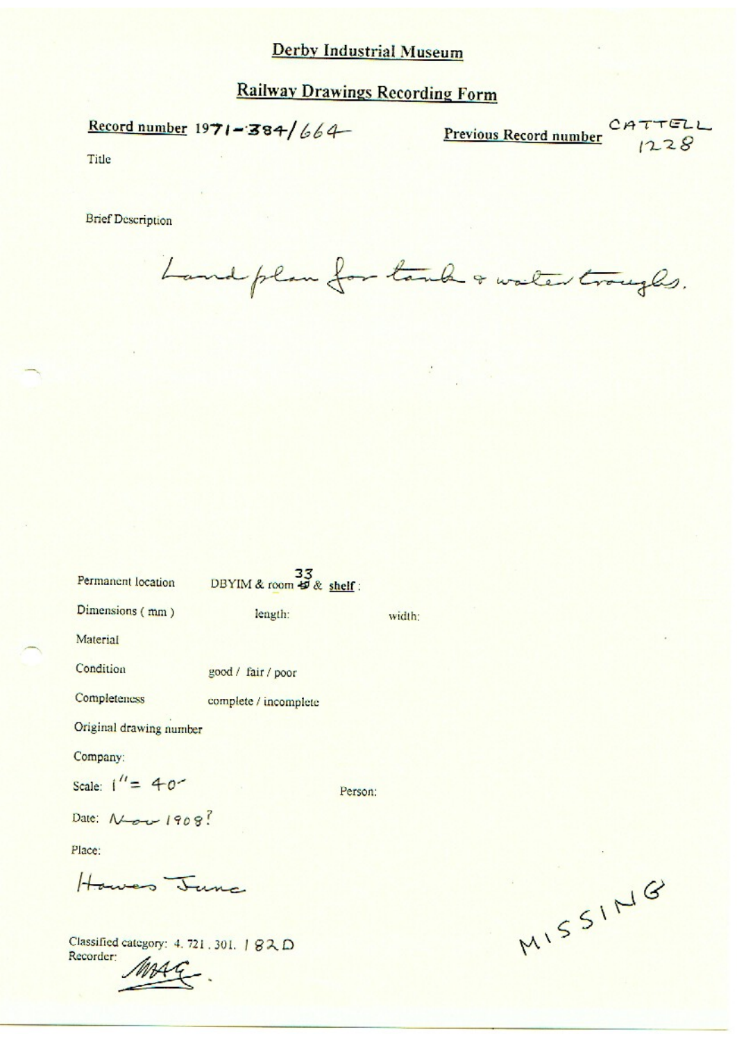## Derby Industrial Museum

## Railway Drawings Recording Form

**Record number** 1971-384/664

**Previous Record number** CATTELL 1228

Title

Brief Description

Land plan for tank & water troughs.

Permanent location DBYIM & room 33 & **shelf**:

Dimensions (mm) length: width:

Material

Condition good / fair / poor

Completeness complete / incomplete

Original drawing number

Company:

Scale: 1" = 40'

Person:

Date: Nov 1908?

Place:

Hawes Junc

Classified category: 4. 721. 301. 182D

Recorder: MAG.

MISSING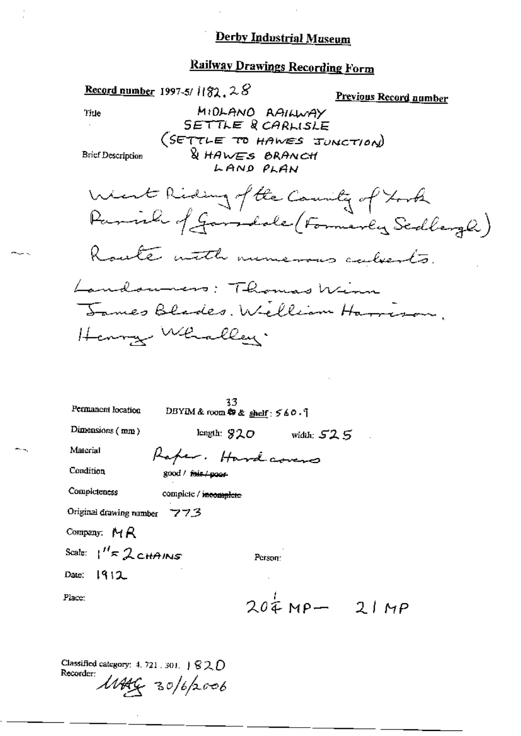# Derby Industrial Museum

## Railway Drawings Recording Form

**Record number** 1997-5/ 1182.28

**Previous Record number**

Title

MIDLAND RAILWAY
SETTLE & CARLISLE
(SETTLE TO HAWES JUNCTION)
& HAWES BRANCH
LAND PLAN

Brief Description

West Riding of the County of York
Parish of Garsdale (Formerly Sedbergh)

Route with numerous culverts.

Landowners: Thomas Winn
James Blades. William Harrison.
Henry Whalley.

Permanent location: DBYIM & room 33 & shelf: 560.9

Dimensions (mm): length: 920 width: 525

Material: Paper. Hardcovers

Condition: good / ~~fair / poor~~

Completeness: complete / ~~incomplete~~

Original drawing number: 773

Company: MR

Scale: 1" = 2 CHAINS

Person:

Date: 1912

Place:

20¼ MP — 21 MP

Classified category: 4.721.301. 1820

Recorder: MAG 30/6/2006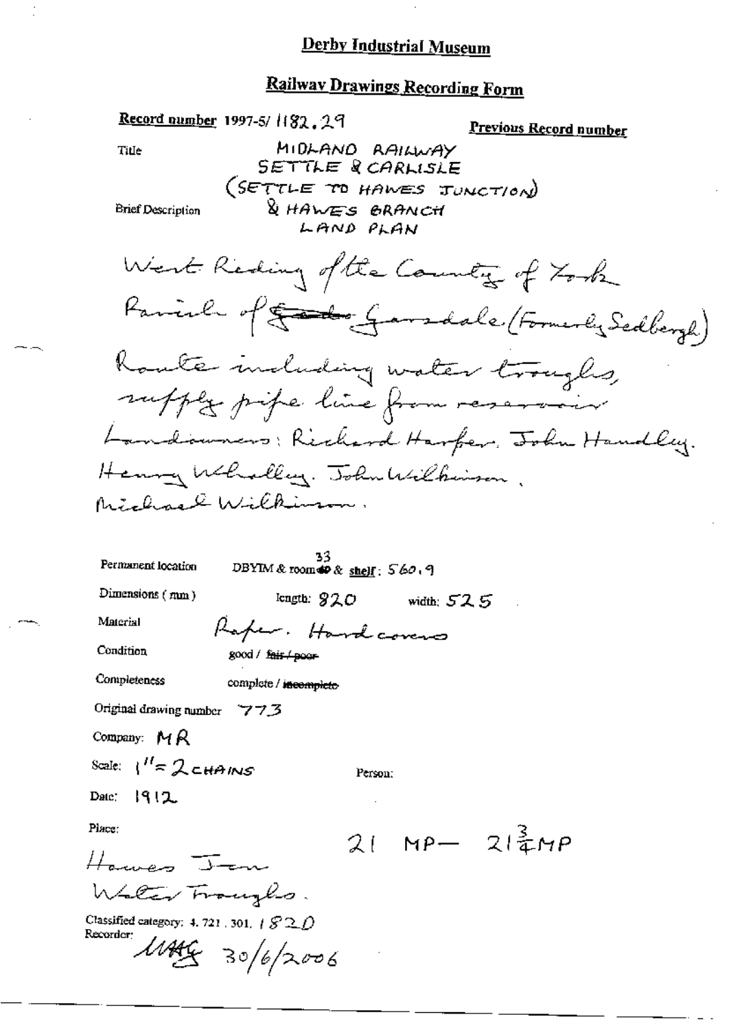# Derby Industrial Museum

## Railway Drawings Recording Form

**Record number** 1997-5/ 1182.29

**Previous Record number**

Title

MIDLAND RAILWAY
SETTLE & CARLISLE
(SETTLE TO HAWES JUNCTION)
& HAWES BRANCH
LAND PLAN

Brief Description

West Riding of the County of York
Parish of ~~Garsd~~ Garsdale (Formerly Sedbergh)
Route including water troughs,
supply pipe line from reservoir
Landowners: Richard Harper. John Handley.
Henry Whalley. John Wilkinson.
Michael Wilkinson.

Permanent location: DBYIM & room ~~40~~ 33 & shelf: 560.9

Dimensions (mm): length: 820 width: 525

Material: Paper. Hard covers

Condition: good / ~~fair / poor~~

Completeness: complete / ~~incomplete~~

Original drawing number: 773

Company: MR

Scale: 1" = 2 CHAINS

Person:

Date: 1912

Place:

Hawes Jcn
Water Troughs.

21 MP— 21¾MP

Classified category: 4. 721. 301. 1820

Recorder: MAG 30/6/2006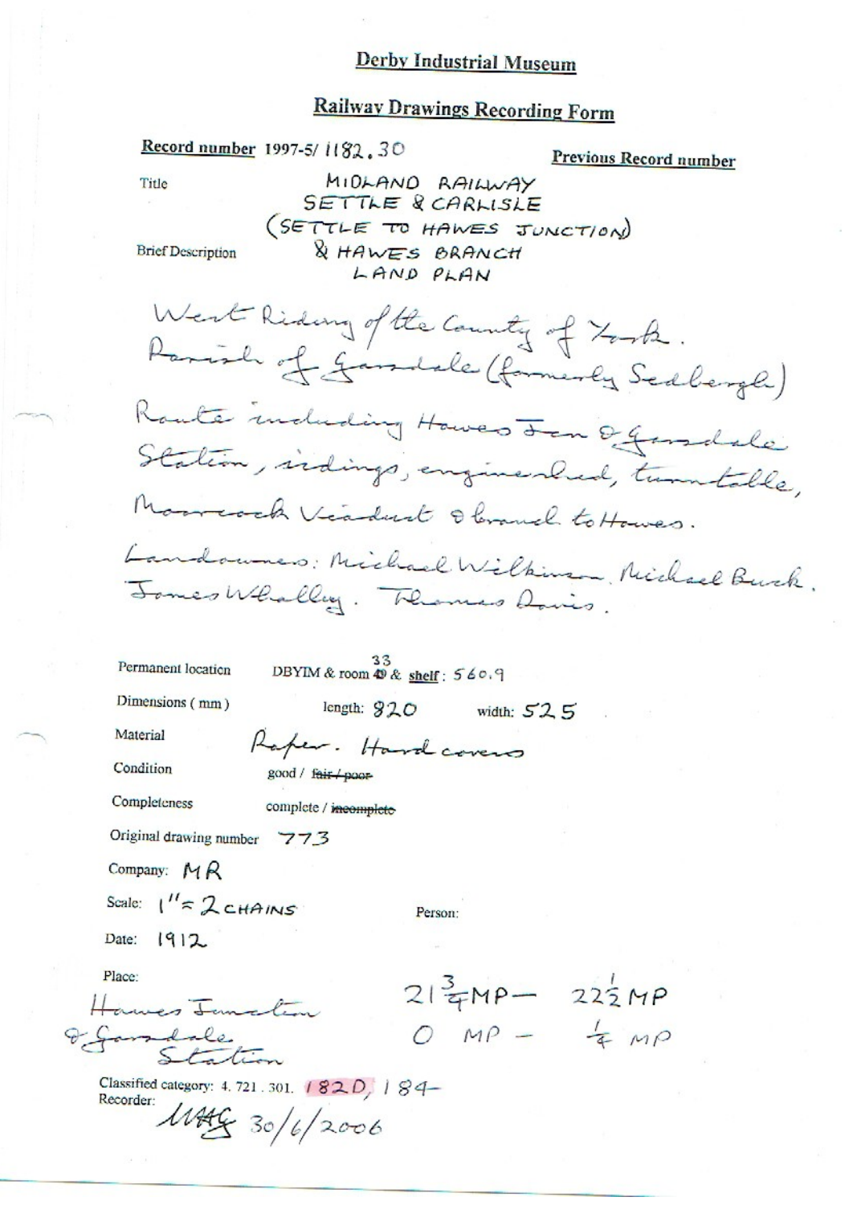# Derby Industrial Museum

## Railway Drawings Recording Form

**Record number** 1997-5/ 1182.30

**Previous Record number**

Title

MIDLAND RAILWAY
SETTLE & CARLISLE
(SETTLE TO HAWES JUNCTION)
& HAWES BRANCH
LAND PLAN

Brief Description

West Riding of the County of York.
Parish of Garsdale (formerly Sedbergh)
Route including Hawes Jcn & Garsdale Station, sidings, engineshed, turntable, Moorcock Viaduct & branch to Hawes.
Landowners: Michael Wilkinson. Michael Buck. James Whalley. Thomas Davis.

Permanent location DBYIM & room 33 & shelf: 560.9

Dimensions (mm) length: 820 width: 525

Material Paper. Hard covers

Condition good / ~~fair / poor~~

Completeness complete / ~~incomplete~~

Original drawing number 773

Company: MR

Scale: 1" = 2 CHAINS

Person:

Date: 1912

Place:
Hawes Junction & Garsdale Station

$21\frac{3}{4}$ MP — $22\frac{1}{2}$ MP
0 MP — $\frac{1}{4}$ MP

Classified category: 4. 721. 301. 182D, 184

Recorder:
MAG 30/6/2006